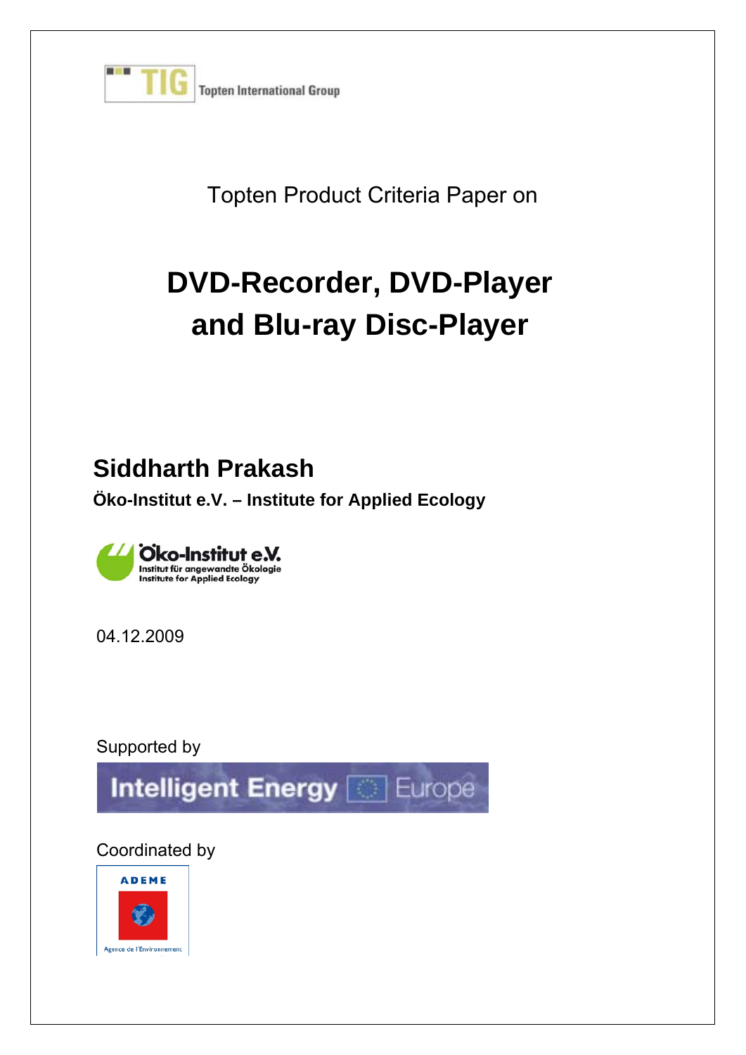TIG Topten International Group

Topten Product Criteria Paper on

# DVD-Recorder, DVD-Player and Blu-ray Disc-Player

## Siddharth Prakash

**Öko-Institut e.V. – Institute for Applied Ecology**

Öko-Institut e.V.
Institut für angewandte Ökologie
Institute for Applied Ecology

04.12.2009

Supported by

Intelligent Energy Europe

Coordinated by

ADEME
Agence de l'Environnement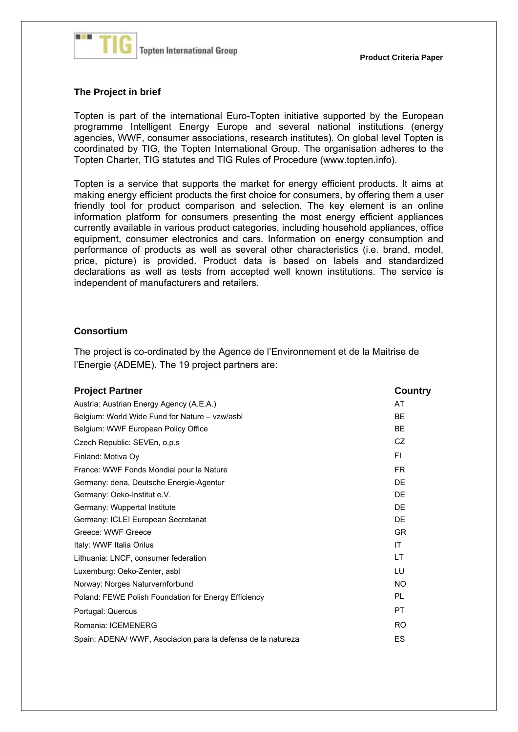## The Project in brief

Topten is part of the international Euro-Topten initiative supported by the European programme Intelligent Energy Europe and several national institutions (energy agencies, WWF, consumer associations, research institutes). On global level Topten is coordinated by TIG, the Topten International Group. The organisation adheres to the Topten Charter, TIG statutes and TIG Rules of Procedure (www.topten.info).

Topten is a service that supports the market for energy efficient products. It aims at making energy efficient products the first choice for consumers, by offering them a user friendly tool for product comparison and selection. The key element is an online information platform for consumers presenting the most energy efficient appliances currently available in various product categories, including household appliances, office equipment, consumer electronics and cars. Information on energy consumption and performance of products as well as several other characteristics (i.e. brand, model, price, picture) is provided. Product data is based on labels and standardized declarations as well as tests from accepted well known institutions. The service is independent of manufacturers and retailers.

## Consortium

The project is co-ordinated by the Agence de l'Environnement et de la Maitrise de l'Energie (ADEME). The 19 project partners are:

| Project Partner | Country |
|---|---|
| Austria: Austrian Energy Agency (A.E.A.) | AT |
| Belgium: World Wide Fund for Nature – vzw/asbl | BE |
| Belgium: WWF European Policy Office | BE |
| Czech Republic: SEVEn, o.p.s | CZ |
| Finland: Motiva Oy | FI |
| France: WWF Fonds Mondial pour la Nature | FR |
| Germany: dena, Deutsche Energie-Agentur | DE |
| Germany: Oeko-Institut e.V. | DE |
| Germany: Wuppertal Institute | DE |
| Germany: ICLEI European Secretariat | DE |
| Greece: WWF Greece | GR |
| Italy: WWF Italia Onlus | IT |
| Lithuania: LNCF, consumer federation | LT |
| Luxemburg: Oeko-Zenter, asbl | LU |
| Norway: Norges Naturvernforbund | NO |
| Poland: FEWE Polish Foundation for Energy Efficiency | PL |
| Portugal: Quercus | PT |
| Romania: ICEMENERG | RO |
| Spain: ADENA/ WWF, Asociacion para la defensa de la natureza | ES |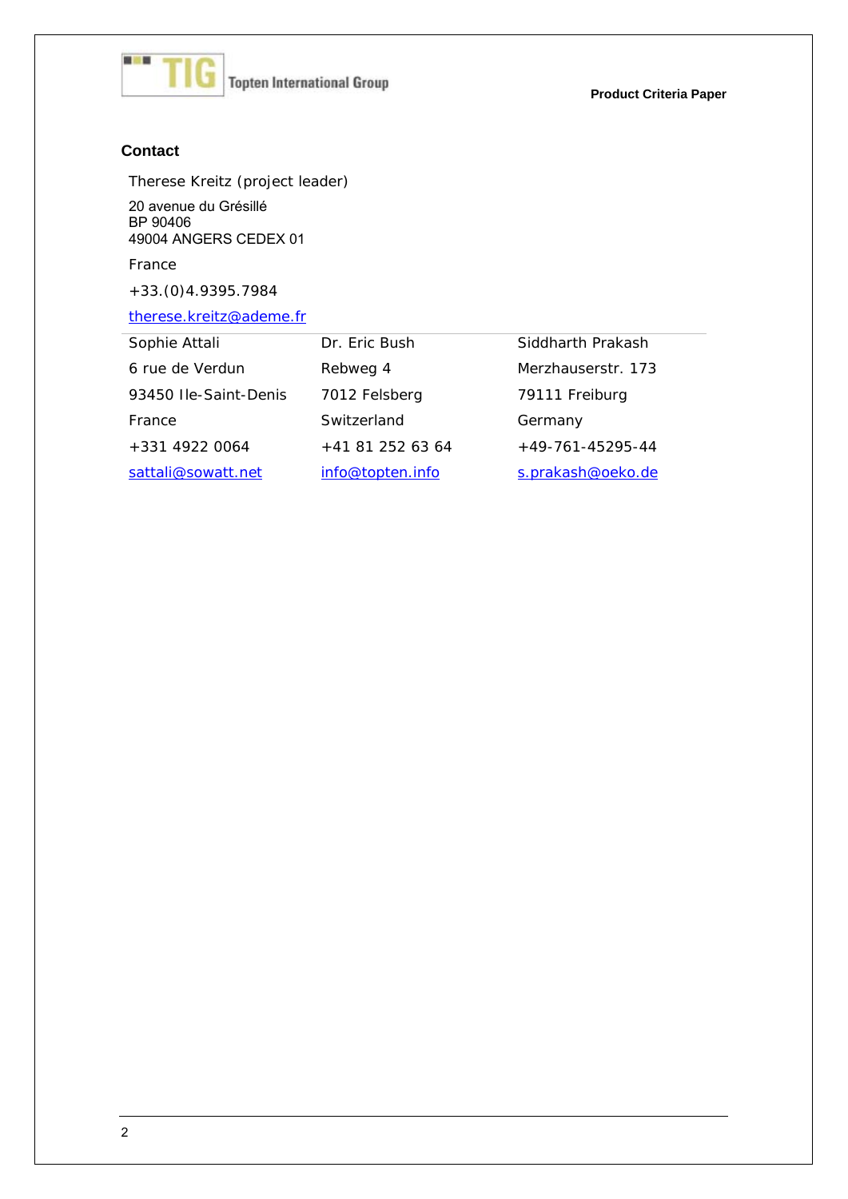## Contact

Therese Kreitz (project leader)

20 avenue du Grésillé
BP 90406
49004 ANGERS CEDEX 01

France

+33.(0)4.9395.7984

therese.kreitz@ademe.fr

| Sophie Attali | Dr. Eric Bush | Siddharth Prakash |
|---|---|---|
| 6 rue de Verdun | Rebweg 4 | Merzhauserstr. 173 |
| 93450 Ile-Saint-Denis | 7012 Felsberg | 79111 Freiburg |
| France | Switzerland | Germany |
| +331 4922 0064 | +41 81 252 63 64 | +49-761-45295-44 |
| sattali@sowatt.net | info@topten.info | s.prakash@oeko.de |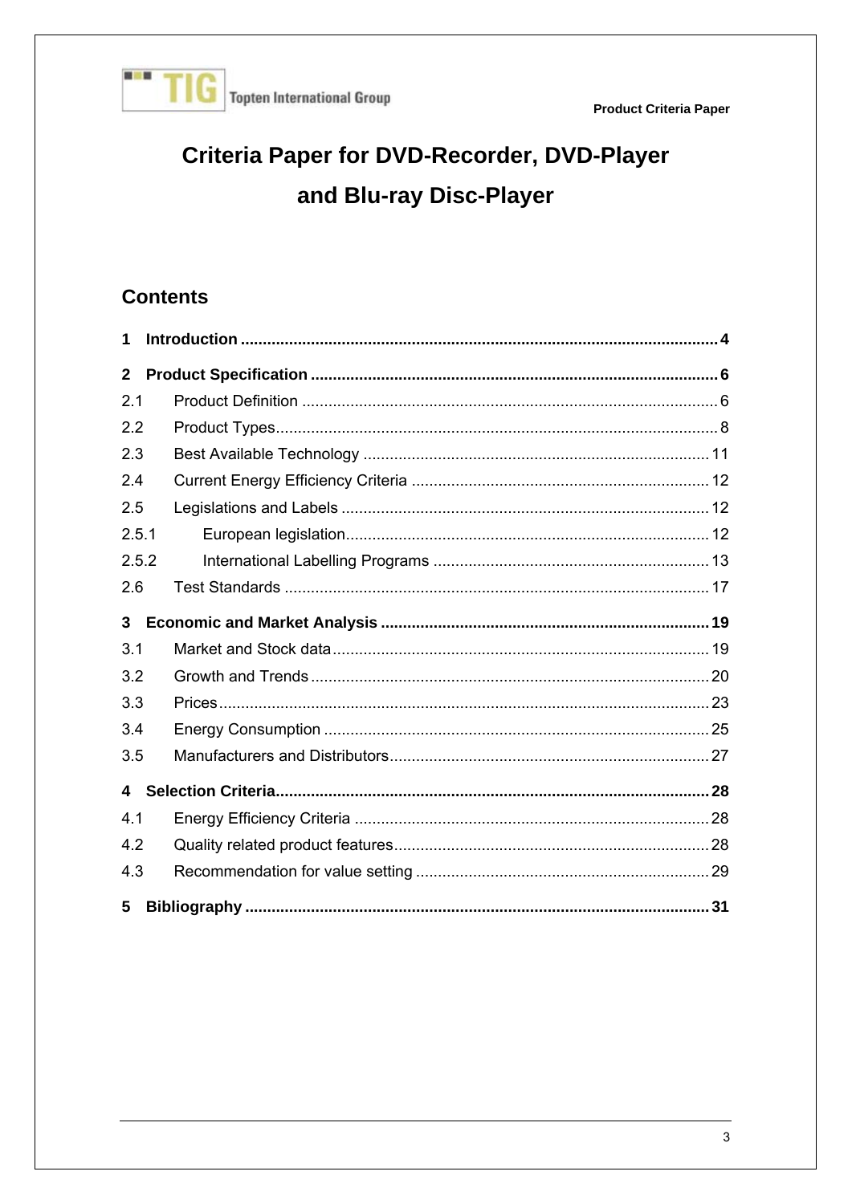# Criteria Paper for DVD-Recorder, DVD-Player and Blu-ray Disc-Player

## Contents

**1 Introduction ........................................................................................................ 4**

**2 Product Specification ........................................................................................ 6**

2.1 Product Definition ........................................................................................ 6

2.2 Product Types................................................................................................. 8

2.3 Best Available Technology ......................................................................... 11

2.4 Current Energy Efficiency Criteria .............................................................. 12

2.5 Legislations and Labels .............................................................................. 12

2.5.1 European legislation.............................................................................. 12

2.5.2 International Labelling Programs .......................................................... 13

2.6 Test Standards ............................................................................................ 17

**3 Economic and Market Analysis ...................................................................... 19**

3.1 Market and Stock data ................................................................................ 19

3.2 Growth and Trends ..................................................................................... 20

3.3 Prices........................................................................................................... 23

3.4 Energy Consumption .................................................................................. 25

3.5 Manufacturers and Distributors................................................................... 27

**4 Selection Criteria.............................................................................................. 28**

4.1 Energy Efficiency Criteria ........................................................................... 28

4.2 Quality related product features.................................................................. 28

4.3 Recommendation for value setting ............................................................. 29

**5 Bibliography ..................................................................................................... 31**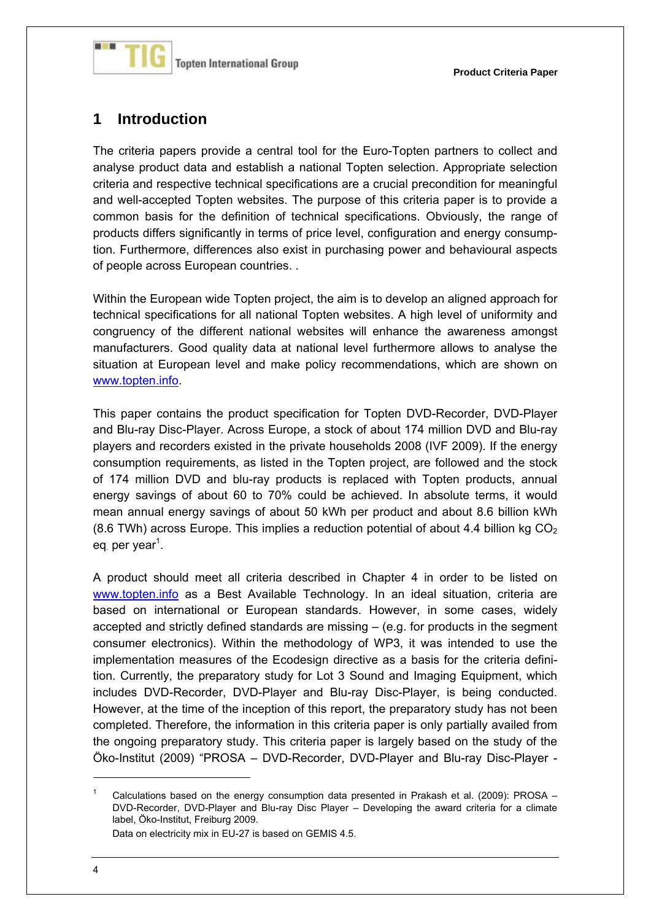# 1 Introduction

The criteria papers provide a central tool for the Euro-Topten partners to collect and analyse product data and establish a national Topten selection. Appropriate selection criteria and respective technical specifications are a crucial precondition for meaningful and well-accepted Topten websites. The purpose of this criteria paper is to provide a common basis for the definition of technical specifications. Obviously, the range of products differs significantly in terms of price level, configuration and energy consumption. Furthermore, differences also exist in purchasing power and behavioural aspects of people across European countries. .

Within the European wide Topten project, the aim is to develop an aligned approach for technical specifications for all national Topten websites. A high level of uniformity and congruency of the different national websites will enhance the awareness amongst manufacturers. Good quality data at national level furthermore allows to analyse the situation at European level and make policy recommendations, which are shown on www.topten.info.

This paper contains the product specification for Topten DVD-Recorder, DVD-Player and Blu-ray Disc-Player. Across Europe, a stock of about 174 million DVD and Blu-ray players and recorders existed in the private households 2008 (IVF 2009). If the energy consumption requirements, as listed in the Topten project, are followed and the stock of 174 million DVD and blu-ray products is replaced with Topten products, annual energy savings of about 60 to 70% could be achieved. In absolute terms, it would mean annual energy savings of about 50 kWh per product and about 8.6 billion kWh (8.6 TWh) across Europe. This implies a reduction potential of about 4.4 billion kg $CO_2$ eq. per year[1].

A product should meet all criteria described in Chapter 4 in order to be listed on www.topten.info as a Best Available Technology. In an ideal situation, criteria are based on international or European standards. However, in some cases, widely accepted and strictly defined standards are missing – (e.g. for products in the segment consumer electronics). Within the methodology of WP3, it was intended to use the implementation measures of the Ecodesign directive as a basis for the criteria definition. Currently, the preparatory study for Lot 3 Sound and Imaging Equipment, which includes DVD-Recorder, DVD-Player and Blu-ray Disc-Player, is being conducted. However, at the time of the inception of this report, the preparatory study has not been completed. Therefore, the information in this criteria paper is only partially availed from the ongoing preparatory study. This criteria paper is largely based on the study of the Öko-Institut (2009) "PROSA – DVD-Recorder, DVD-Player and Blu-ray Disc-Player -

[1] Calculations based on the energy consumption data presented in Prakash et al. (2009): PROSA – DVD-Recorder, DVD-Player and Blu-ray Disc Player – Developing the award criteria for a climate label, Öko-Institut, Freiburg 2009.
Data on electricity mix in EU-27 is based on GEMIS 4.5.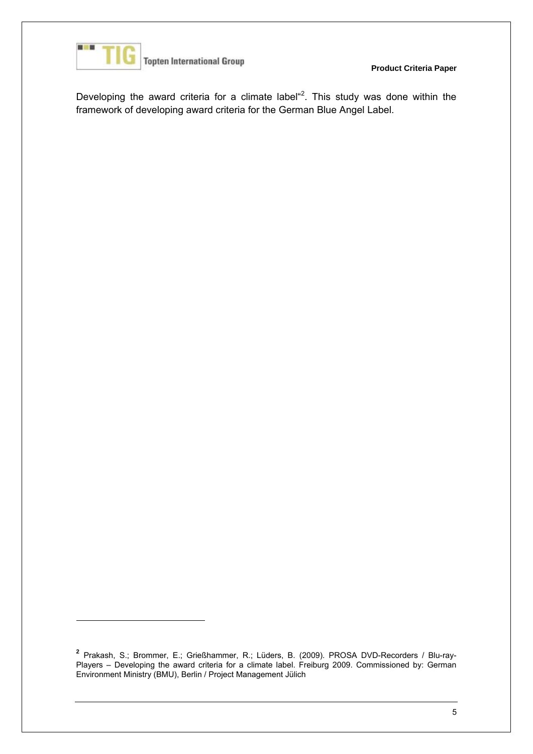Developing the award criteria for a climate label“[2]. This study was done within the framework of developing award criteria for the German Blue Angel Label.

---

[2] Prakash, S.; Brommer, E.; Grießhammer, R.; Lüders, B. (2009). PROSA DVD-Recorders / Blu-ray-Players – Developing the award criteria for a climate label. Freiburg 2009. Commissioned by: German Environment Ministry (BMU), Berlin / Project Management Jülich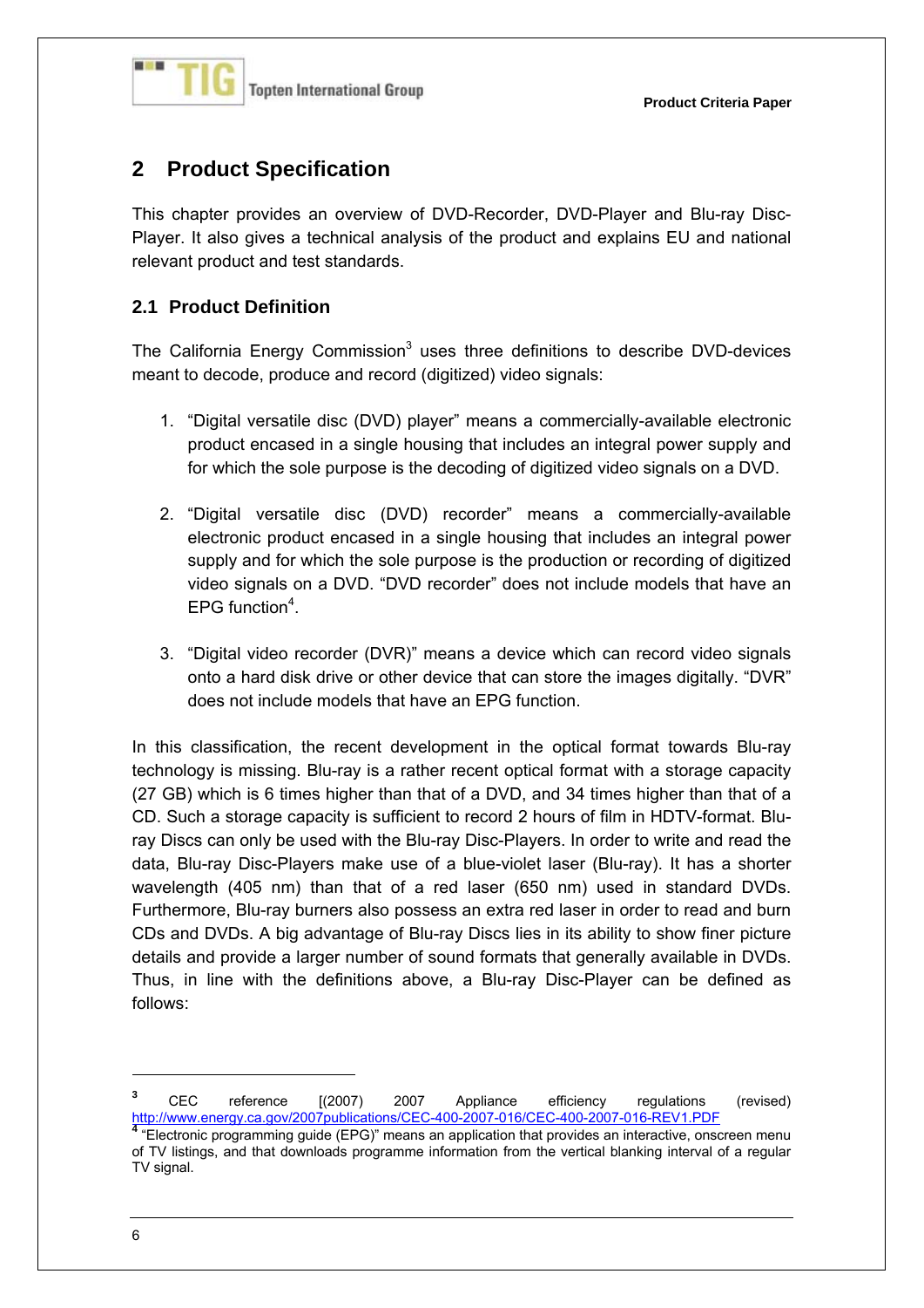## 2 Product Specification

This chapter provides an overview of DVD-Recorder, DVD-Player and Blu-ray Disc-Player. It also gives a technical analysis of the product and explains EU and national relevant product and test standards.

### 2.1 Product Definition

The California Energy Commission[3] uses three definitions to describe DVD-devices meant to decode, produce and record (digitized) video signals:

1. "Digital versatile disc (DVD) player" means a commercially-available electronic product encased in a single housing that includes an integral power supply and for which the sole purpose is the decoding of digitized video signals on a DVD.

2. "Digital versatile disc (DVD) recorder" means a commercially-available electronic product encased in a single housing that includes an integral power supply and for which the sole purpose is the production or recording of digitized video signals on a DVD. "DVD recorder" does not include models that have an EPG function[4].

3. "Digital video recorder (DVR)" means a device which can record video signals onto a hard disk drive or other device that can store the images digitally. "DVR" does not include models that have an EPG function.

In this classification, the recent development in the optical format towards Blu-ray technology is missing. Blu-ray is a rather recent optical format with a storage capacity (27 GB) which is 6 times higher than that of a DVD, and 34 times higher than that of a CD. Such a storage capacity is sufficient to record 2 hours of film in HDTV-format. Blu-ray Discs can only be used with the Blu-ray Disc-Players. In order to write and read the data, Blu-ray Disc-Players make use of a blue-violet laser (Blu-ray). It has a shorter wavelength (405 nm) than that of a red laser (650 nm) used in standard DVDs. Furthermore, Blu-ray burners also possess an extra red laser in order to read and burn CDs and DVDs. A big advantage of Blu-ray Discs lies in its ability to show finer picture details and provide a larger number of sound formats that generally available in DVDs. Thus, in line with the definitions above, a Blu-ray Disc-Player can be defined as follows:

---

[3] CEC reference [(2007) 2007 Appliance efficiency regulations (revised) http://www.energy.ca.gov/2007publications/CEC-400-2007-016/CEC-400-2007-016-REV1.PDF

[4] "Electronic programming guide (EPG)" means an application that provides an interactive, onscreen menu of TV listings, and that downloads programme information from the vertical blanking interval of a regular TV signal.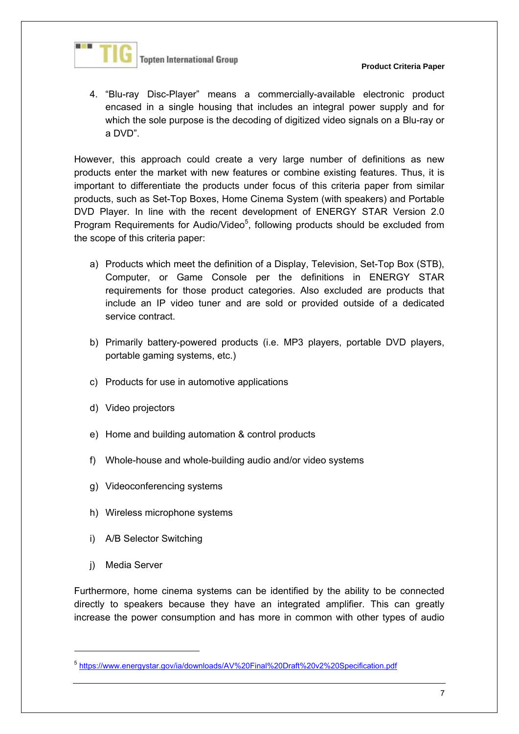4. "Blu-ray Disc-Player" means a commercially-available electronic product encased in a single housing that includes an integral power supply and for which the sole purpose is the decoding of digitized video signals on a Blu-ray or a DVD".

However, this approach could create a very large number of definitions as new products enter the market with new features or combine existing features. Thus, it is important to differentiate the products under focus of this criteria paper from similar products, such as Set-Top Boxes, Home Cinema System (with speakers) and Portable DVD Player. In line with the recent development of ENERGY STAR Version 2.0 Program Requirements for Audio/Video[5], following products should be excluded from the scope of this criteria paper:

a) Products which meet the definition of a Display, Television, Set-Top Box (STB), Computer, or Game Console per the definitions in ENERGY STAR requirements for those product categories. Also excluded are products that include an IP video tuner and are sold or provided outside of a dedicated service contract.

b) Primarily battery-powered products (i.e. MP3 players, portable DVD players, portable gaming systems, etc.)

c) Products for use in automotive applications

d) Video projectors

e) Home and building automation & control products

f) Whole-house and whole-building audio and/or video systems

g) Videoconferencing systems

h) Wireless microphone systems

i) A/B Selector Switching

j) Media Server

Furthermore, home cinema systems can be identified by the ability to be connected directly to speakers because they have an integrated amplifier. This can greatly increase the power consumption and has more in common with other types of audio

[5] https://www.energystar.gov/ia/downloads/AV%20Final%20Draft%20v2%20Specification.pdf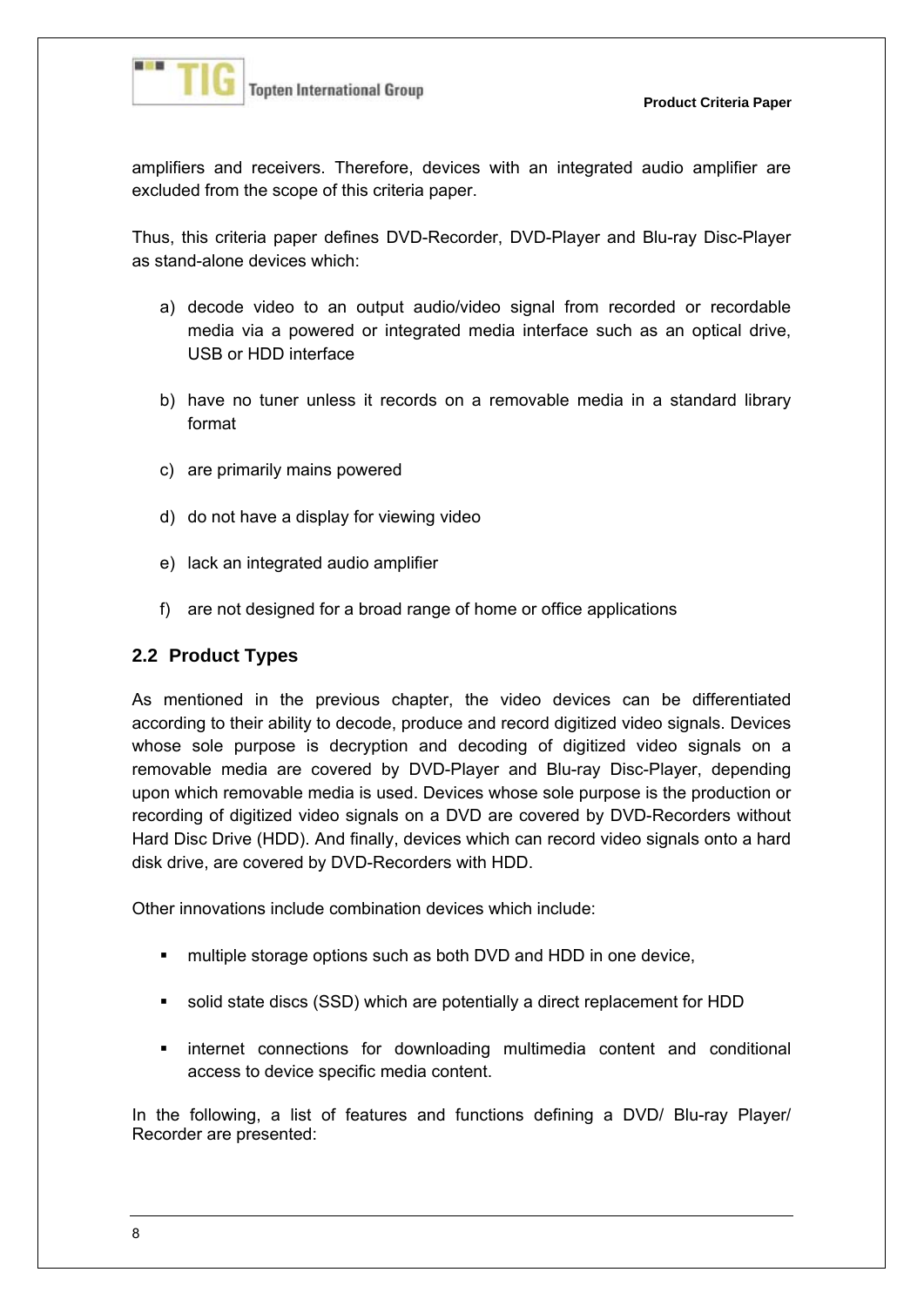amplifiers and receivers. Therefore, devices with an integrated audio amplifier are excluded from the scope of this criteria paper.

Thus, this criteria paper defines DVD-Recorder, DVD-Player and Blu-ray Disc-Player as stand-alone devices which:

a) decode video to an output audio/video signal from recorded or recordable media via a powered or integrated media interface such as an optical drive, USB or HDD interface

b) have no tuner unless it records on a removable media in a standard library format

c) are primarily mains powered

d) do not have a display for viewing video

e) lack an integrated audio amplifier

f) are not designed for a broad range of home or office applications

## 2.2 Product Types

As mentioned in the previous chapter, the video devices can be differentiated according to their ability to decode, produce and record digitized video signals. Devices whose sole purpose is decryption and decoding of digitized video signals on a removable media are covered by DVD-Player and Blu-ray Disc-Player, depending upon which removable media is used. Devices whose sole purpose is the production or recording of digitized video signals on a DVD are covered by DVD-Recorders without Hard Disc Drive (HDD). And finally, devices which can record video signals onto a hard disk drive, are covered by DVD-Recorders with HDD.

Other innovations include combination devices which include:

- multiple storage options such as both DVD and HDD in one device,
- solid state discs (SSD) which are potentially a direct replacement for HDD
- internet connections for downloading multimedia content and conditional access to device specific media content.

In the following, a list of features and functions defining a DVD/ Blu-ray Player/ Recorder are presented: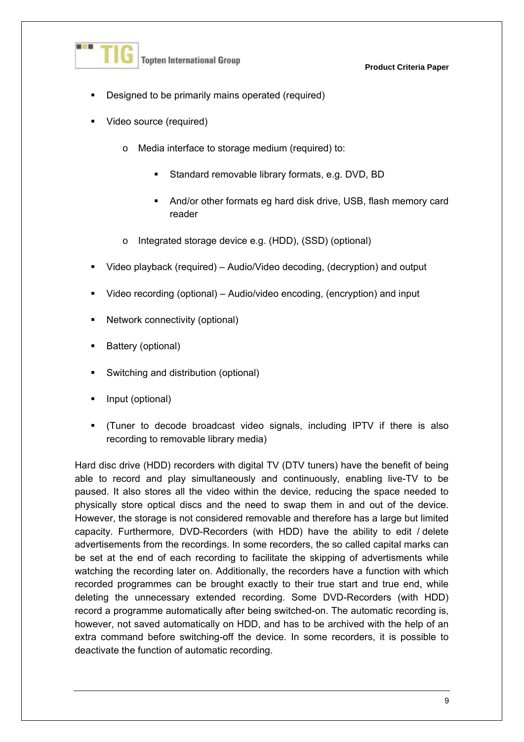- Designed to be primarily mains operated (required)
- Video source (required)
    - Media interface to storage medium (required) to:
        - Standard removable library formats, e.g. DVD, BD
        - And/or other formats eg hard disk drive, USB, flash memory card reader
    - Integrated storage device e.g. (HDD), (SSD) (optional)
- Video playback (required) – Audio/Video decoding, (decryption) and output
- Video recording (optional) – Audio/video encoding, (encryption) and input
- Network connectivity (optional)
- Battery (optional)
- Switching and distribution (optional)
- Input (optional)
- (Tuner to decode broadcast video signals, including IPTV if there is also recording to removable library media)

Hard disc drive (HDD) recorders with digital TV (DTV tuners) have the benefit of being able to record and play simultaneously and continuously, enabling live-TV to be paused. It also stores all the video within the device, reducing the space needed to physically store optical discs and the need to swap them in and out of the device. However, the storage is not considered removable and therefore has a large but limited capacity. Furthermore, DVD-Recorders (with HDD) have the ability to edit / delete advertisements from the recordings. In some recorders, the so called capital marks can be set at the end of each recording to facilitate the skipping of advertisments while watching the recording later on. Additionally, the recorders have a function with which recorded programmes can be brought exactly to their true start and true end, while deleting the unnecessary extended recording. Some DVD-Recorders (with HDD) record a programme automatically after being switched-on. The automatic recording is, however, not saved automatically on HDD, and has to be archived with the help of an extra command before switching-off the device. In some recorders, it is possible to deactivate the function of automatic recording.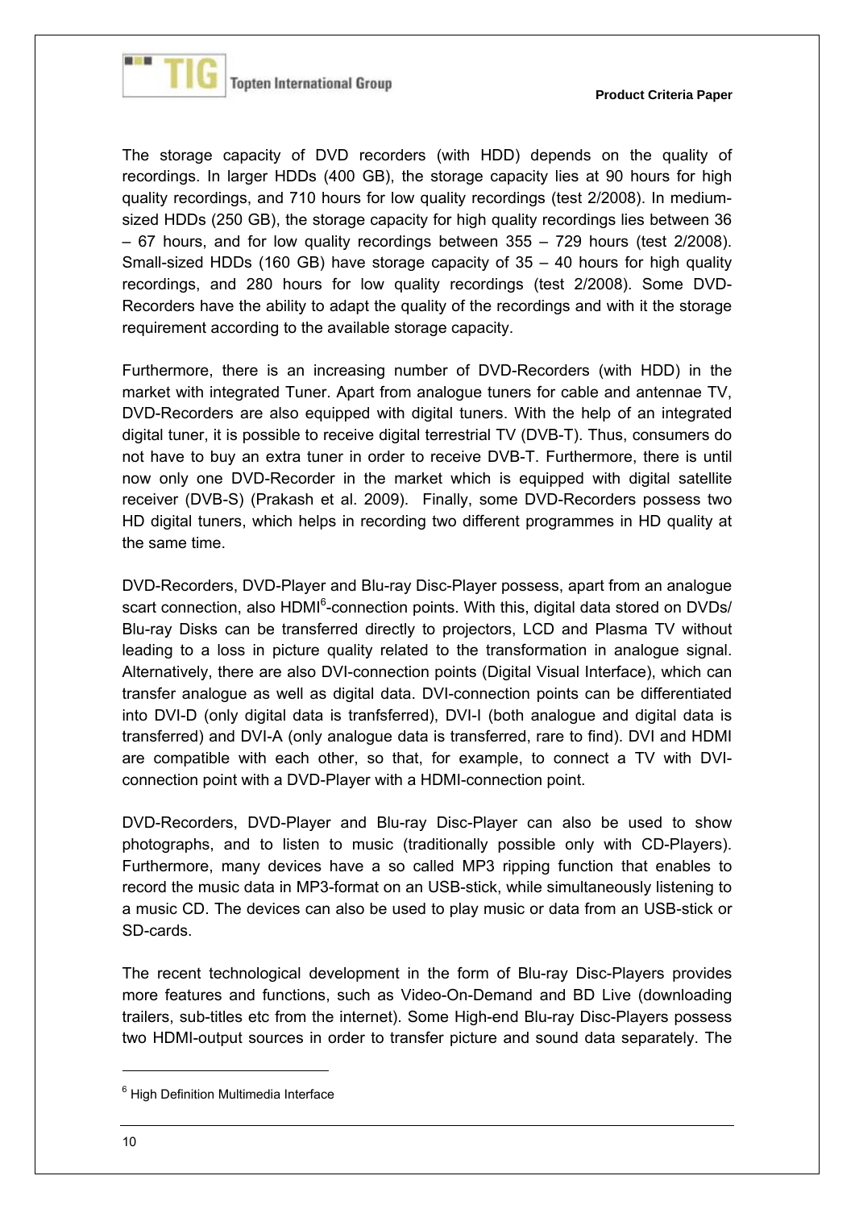The storage capacity of DVD recorders (with HDD) depends on the quality of recordings. In larger HDDs (400 GB), the storage capacity lies at 90 hours for high quality recordings, and 710 hours for low quality recordings (test 2/2008). In medium-sized HDDs (250 GB), the storage capacity for high quality recordings lies between 36 – 67 hours, and for low quality recordings between 355 – 729 hours (test 2/2008). Small-sized HDDs (160 GB) have storage capacity of 35 – 40 hours for high quality recordings, and 280 hours for low quality recordings (test 2/2008). Some DVD-Recorders have the ability to adapt the quality of the recordings and with it the storage requirement according to the available storage capacity.

Furthermore, there is an increasing number of DVD-Recorders (with HDD) in the market with integrated Tuner. Apart from analogue tuners for cable and antennae TV, DVD-Recorders are also equipped with digital tuners. With the help of an integrated digital tuner, it is possible to receive digital terrestrial TV (DVB-T). Thus, consumers do not have to buy an extra tuner in order to receive DVB-T. Furthermore, there is until now only one DVD-Recorder in the market which is equipped with digital satellite receiver (DVB-S) (Prakash et al. 2009). Finally, some DVD-Recorders possess two HD digital tuners, which helps in recording two different programmes in HD quality at the same time.

DVD-Recorders, DVD-Player and Blu-ray Disc-Player possess, apart from an analogue scart connection, also HDMI[6]-connection points. With this, digital data stored on DVDs/ Blu-ray Disks can be transferred directly to projectors, LCD and Plasma TV without leading to a loss in picture quality related to the transformation in analogue signal. Alternatively, there are also DVI-connection points (Digital Visual Interface), which can transfer analogue as well as digital data. DVI-connection points can be differentiated into DVI-D (only digital data is tranfsferred), DVI-I (both analogue and digital data is transferred) and DVI-A (only analogue data is transferred, rare to find). DVI and HDMI are compatible with each other, so that, for example, to connect a TV with DVI-connection point with a DVD-Player with a HDMI-connection point.

DVD-Recorders, DVD-Player and Blu-ray Disc-Player can also be used to show photographs, and to listen to music (traditionally possible only with CD-Players). Furthermore, many devices have a so called MP3 ripping function that enables to record the music data in MP3-format on an USB-stick, while simultaneously listening to a music CD. The devices can also be used to play music or data from an USB-stick or SD-cards.

The recent technological development in the form of Blu-ray Disc-Players provides more features and functions, such as Video-On-Demand and BD Live (downloading trailers, sub-titles etc from the internet). Some High-end Blu-ray Disc-Players possess two HDMI-output sources in order to transfer picture and sound data separately. The

[6] High Definition Multimedia Interface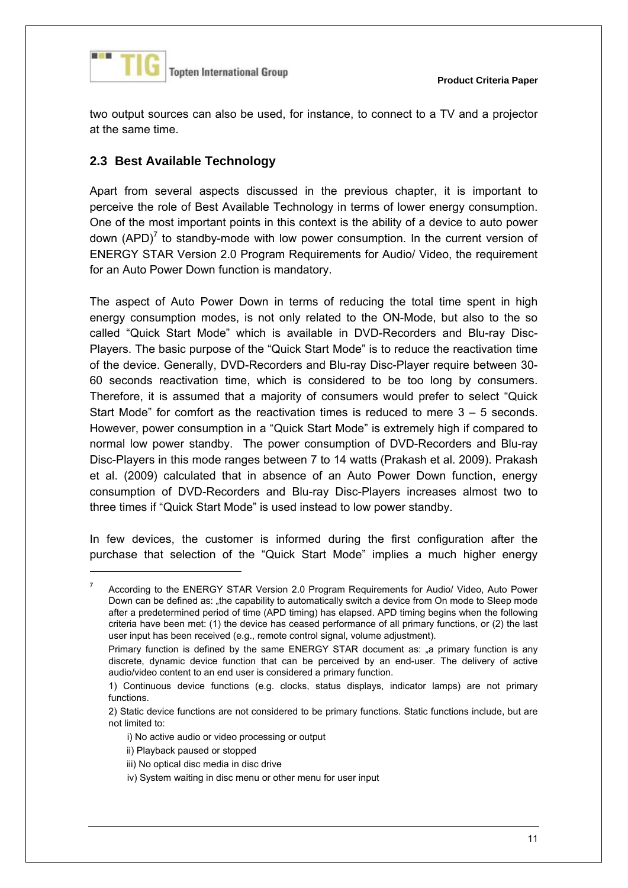two output sources can also be used, for instance, to connect to a TV and a projector at the same time.

## 2.3 Best Available Technology

Apart from several aspects discussed in the previous chapter, it is important to perceive the role of Best Available Technology in terms of lower energy consumption. One of the most important points in this context is the ability of a device to auto power down (APD)[7] to standby-mode with low power consumption. In the current version of ENERGY STAR Version 2.0 Program Requirements for Audio/ Video, the requirement for an Auto Power Down function is mandatory.

The aspect of Auto Power Down in terms of reducing the total time spent in high energy consumption modes, is not only related to the ON-Mode, but also to the so called “Quick Start Mode” which is available in DVD-Recorders and Blu-ray Disc-Players. The basic purpose of the “Quick Start Mode” is to reduce the reactivation time of the device. Generally, DVD-Recorders and Blu-ray Disc-Player require between 30-60 seconds reactivation time, which is considered to be too long by consumers. Therefore, it is assumed that a majority of consumers would prefer to select “Quick Start Mode” for comfort as the reactivation times is reduced to mere 3 – 5 seconds. However, power consumption in a “Quick Start Mode” is extremely high if compared to normal low power standby. The power consumption of DVD-Recorders and Blu-ray Disc-Players in this mode ranges between 7 to 14 watts (Prakash et al. 2009). Prakash et al. (2009) calculated that in absence of an Auto Power Down function, energy consumption of DVD-Recorders and Blu-ray Disc-Players increases almost two to three times if “Quick Start Mode” is used instead to low power standby.

In few devices, the customer is informed during the first configuration after the purchase that selection of the “Quick Start Mode” implies a much higher energy

---

[7] According to the ENERGY STAR Version 2.0 Program Requirements for Audio/ Video, Auto Power Down can be defined as: „the capability to automatically switch a device from On mode to Sleep mode after a predetermined period of time (APD timing) has elapsed. APD timing begins when the following criteria have been met: (1) the device has ceased performance of all primary functions, or (2) the last user input has been received (e.g., remote control signal, volume adjustment).

Primary function is defined by the same ENERGY STAR document as: „a primary function is any discrete, dynamic device function that can be perceived by an end-user. The delivery of active audio/video content to an end user is considered a primary function.

1) Continuous device functions (e.g. clocks, status displays, indicator lamps) are not primary functions.

2) Static device functions are not considered to be primary functions. Static functions include, but are not limited to:

i) No active audio or video processing or output

ii) Playback paused or stopped

iii) No optical disc media in disc drive

iv) System waiting in disc menu or other menu for user input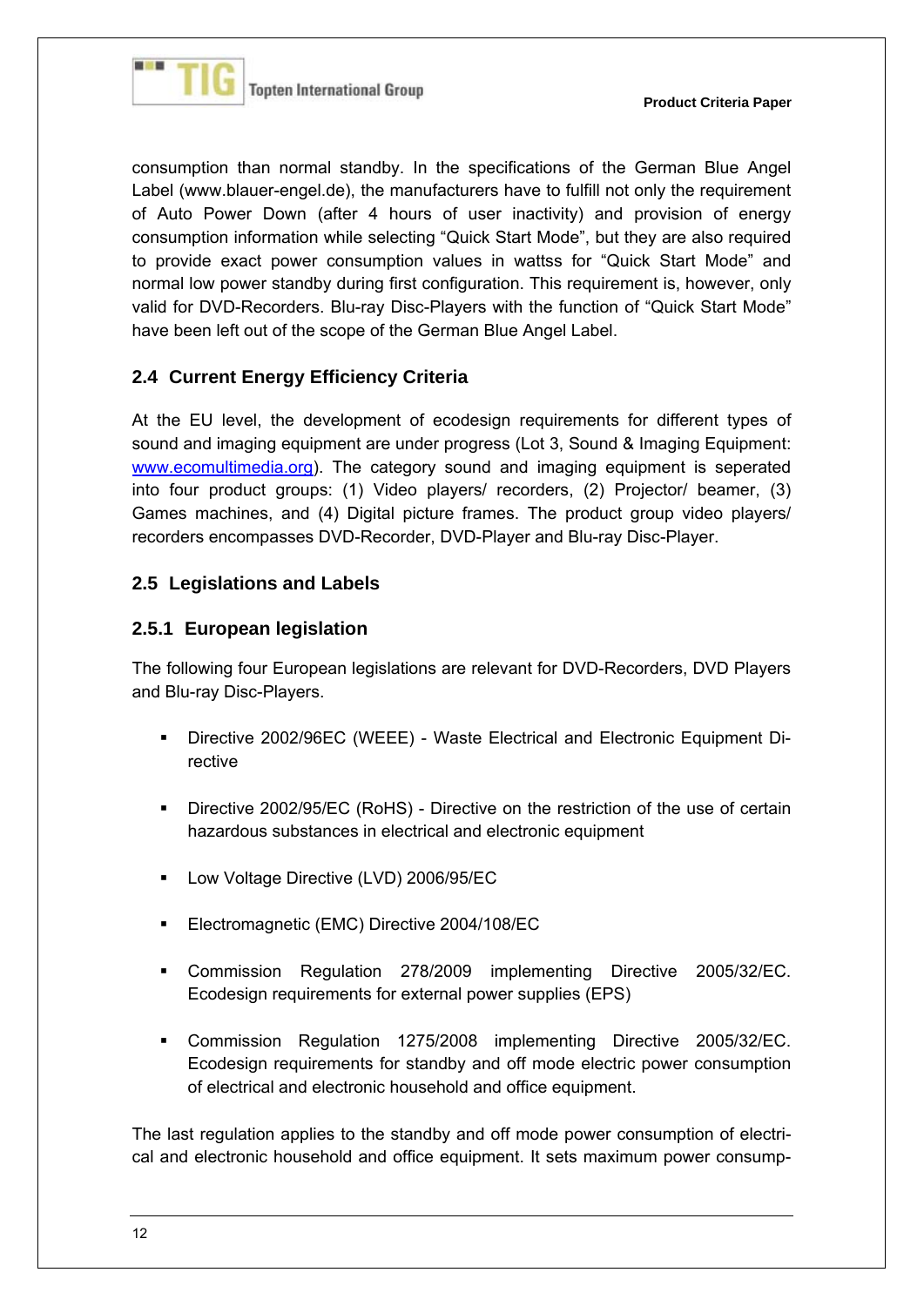consumption than normal standby. In the specifications of the German Blue Angel Label (www.blauer-engel.de), the manufacturers have to fulfill not only the requirement of Auto Power Down (after 4 hours of user inactivity) and provision of energy consumption information while selecting “Quick Start Mode”, but they are also required to provide exact power consumption values in wattss for “Quick Start Mode” and normal low power standby during first configuration. This requirement is, however, only valid for DVD-Recorders. Blu-ray Disc-Players with the function of “Quick Start Mode” have been left out of the scope of the German Blue Angel Label.

## 2.4 Current Energy Efficiency Criteria

At the EU level, the development of ecodesign requirements for different types of sound and imaging equipment are under progress (Lot 3, Sound & Imaging Equipment: www.ecomultimedia.org). The category sound and imaging equipment is seperated into four product groups: (1) Video players/ recorders, (2) Projector/ beamer, (3) Games machines, and (4) Digital picture frames. The product group video players/ recorders encompasses DVD-Recorder, DVD-Player and Blu-ray Disc-Player.

## 2.5 Legislations and Labels

### 2.5.1 European legislation

The following four European legislations are relevant for DVD-Recorders, DVD Players and Blu-ray Disc-Players.

- Directive 2002/96EC (WEEE) - Waste Electrical and Electronic Equipment Directive
- Directive 2002/95/EC (RoHS) - Directive on the restriction of the use of certain hazardous substances in electrical and electronic equipment
- Low Voltage Directive (LVD) 2006/95/EC
- Electromagnetic (EMC) Directive 2004/108/EC
- Commission Regulation 278/2009 implementing Directive 2005/32/EC. Ecodesign requirements for external power supplies (EPS)
- Commission Regulation 1275/2008 implementing Directive 2005/32/EC. Ecodesign requirements for standby and off mode electric power consumption of electrical and electronic household and office equipment.

The last regulation applies to the standby and off mode power consumption of electrical and electronic household and office equipment. It sets maximum power consump-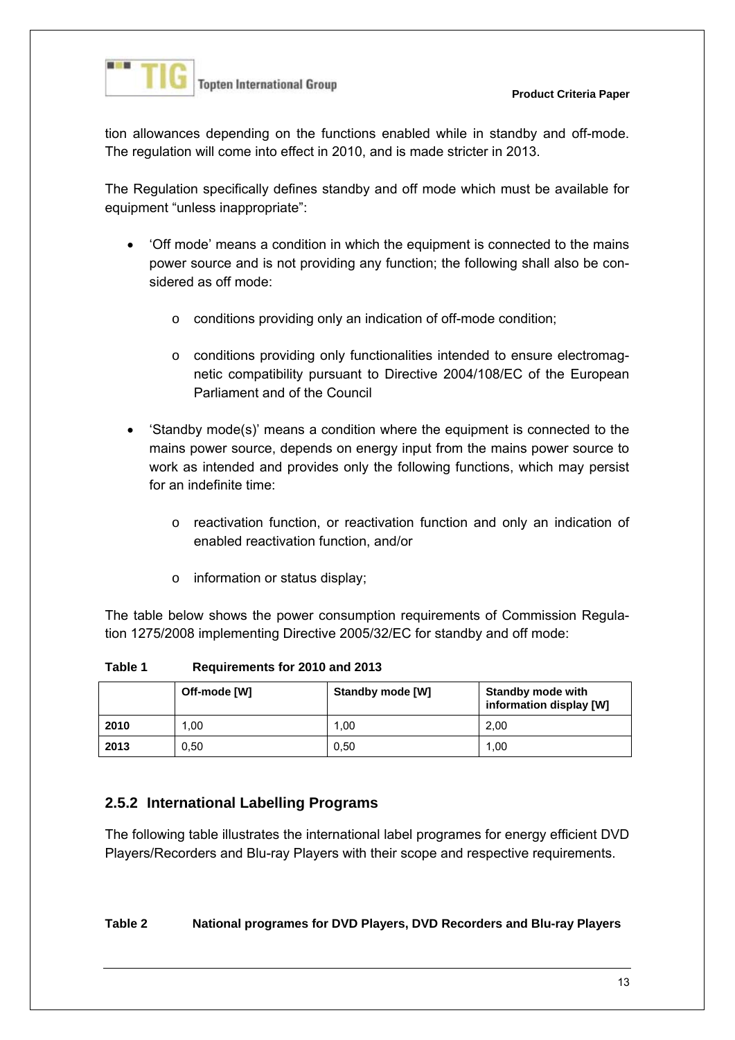tion allowances depending on the functions enabled while in standby and off-mode. The regulation will come into effect in 2010, and is made stricter in 2013.

The Regulation specifically defines standby and off mode which must be available for equipment "unless inappropriate":

- 'Off mode' means a condition in which the equipment is connected to the mains power source and is not providing any function; the following shall also be considered as off mode:
  - conditions providing only an indication of off-mode condition;
  - conditions providing only functionalities intended to ensure electromagnetic compatibility pursuant to Directive 2004/108/EC of the European Parliament and of the Council
- 'Standby mode(s)' means a condition where the equipment is connected to the mains power source, depends on energy input from the mains power source to work as intended and provides only the following functions, which may persist for an indefinite time:
  - reactivation function, or reactivation function and only an indication of enabled reactivation function, and/or
  - information or status display;

The table below shows the power consumption requirements of Commission Regulation 1275/2008 implementing Directive 2005/32/EC for standby and off mode:

**Table 1 Requirements for 2010 and 2013**

| | Off-mode [W] | Standby mode [W] | Standby mode with information display [W] |
|---|---|---|---|
| **2010** | 1,00 | 1,00 | 2,00 |
| **2013** | 0,50 | 0,50 | 1,00 |

### 2.5.2 International Labelling Programs

The following table illustrates the international label programes for energy efficient DVD Players/Recorders and Blu-ray Players with their scope and respective requirements.

**Table 2 National programes for DVD Players, DVD Recorders and Blu-ray Players**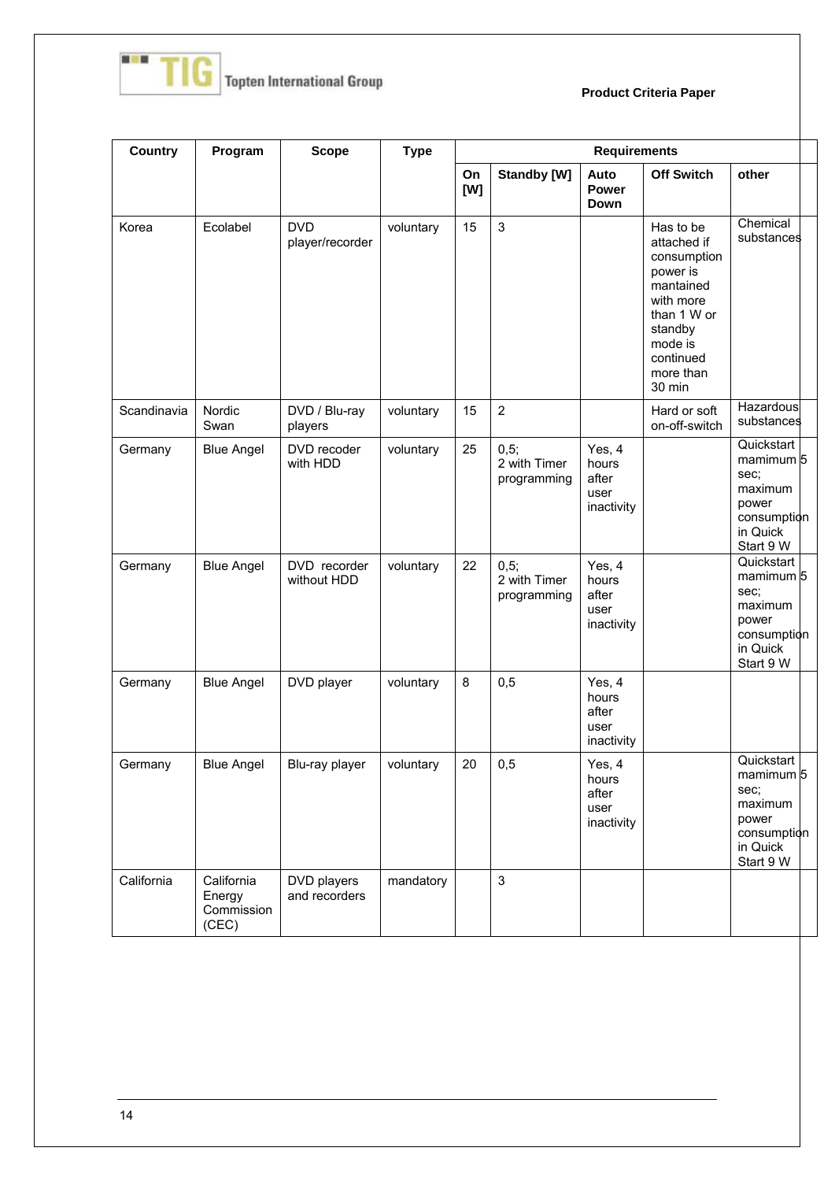| Country | Program | Scope | Type | Requirements | | | | |
|---|---|---|---|---|---|---|---|---|
| | | | | On [W] | Standby [W] | Auto Power Down | Off Switch | other |
| Korea | Ecolabel | DVD player/recorder | voluntary | 15 | 3 | | Has to be attached if consumption power is mantained with more than 1 W or standby mode is continued more than 30 min | Chemical substances |
| Scandinavia | Nordic Swan | DVD / Blu-ray players | voluntary | 15 | 2 | | Hard or soft on-off-switch | Hazardous substances |
| Germany | Blue Angel | DVD recoder with HDD | voluntary | 25 | 0,5; 2 with Timer programming | Yes, 4 hours after user inactivity | | Quickstart mamimum 5 sec; maximum power consumption in Quick Start 9 W |
| Germany | Blue Angel | DVD recorder without HDD | voluntary | 22 | 0,5; 2 with Timer programming | Yes, 4 hours after user inactivity | | Quickstart mamimum 5 sec; maximum power consumption in Quick Start 9 W |
| Germany | Blue Angel | DVD player | voluntary | 8 | 0,5 | Yes, 4 hours after user inactivity | | |
| Germany | Blue Angel | Blu-ray player | voluntary | 20 | 0,5 | Yes, 4 hours after user inactivity | | Quickstart mamimum 5 sec; maximum power consumption in Quick Start 9 W |
| California | California Energy Commission (CEC) | DVD players and recorders | mandatory | | 3 | | | |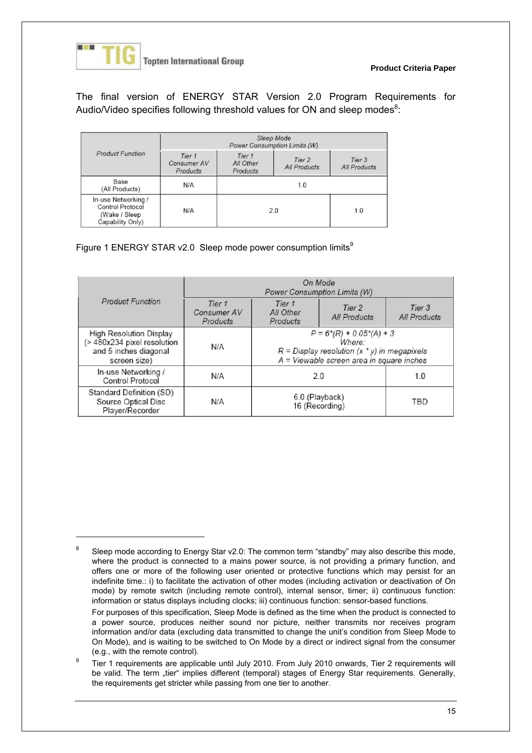The final version of ENERGY STAR Version 2.0 Program Requirements for Audio/Video specifies following threshold values for ON and sleep modes[8]:

| Product Function | Sleep Mode Power Consumption Limits (W) | | | |
|---|---|---|---|---|
| | Tier 1 Consumer AV Products | Tier 1 All Other Products | Tier 2 All Products | Tier 3 All Products |
| Base (All Products) | N/A | 1.0 | | |
| In-use Networking / Control Protocol (Wake / Sleep Capability Only) | N/A | 2.0 | | 1.0 |

Figure 1 ENERGY STAR v2.0 Sleep mode power consumption limits[9]

| Product Function | On Mode Power Consumption Limits (W) | | | |
|---|---|---|---|---|
| | Tier 1 Consumer AV Products | Tier 1 All Other Products | Tier 2 All Products | Tier 3 All Products |
| High Resolution Display (> 480x234 pixel resolution and 5 inches diagonal screen size) | N/A | $P = 6*(R) + 0.05*(A) + 3$ Where: R = Display resolution (x * y) in megapixels A = Viewable screen area in square inches | | |
| In-use Networking / Control Protocol | N/A | 2.0 | | 1.0 |
| Standard Definition (SD) Source Optical Disc Player/Recorder | N/A | 6.0 (Playback) 16 (Recording) | | TBD |

---

[8] Sleep mode according to Energy Star v2.0: The common term "standby" may also describe this mode, where the product is connected to a mains power source, is not providing a primary function, and offers one or more of the following user oriented or protective functions which may persist for an indefinite time.: i) to facilitate the activation of other modes (including activation or deactivation of On mode) by remote switch (including remote control), internal sensor, timer; ii) continuous function: information or status displays including clocks; iii) continuous function: sensor-based functions.

For purposes of this specification, Sleep Mode is defined as the time when the product is connected to a power source, produces neither sound nor picture, neither transmits nor receives program information and/or data (excluding data transmitted to change the unit's condition from Sleep Mode to On Mode), and is waiting to be switched to On Mode by a direct or indirect signal from the consumer (e.g., with the remote control).

[9] Tier 1 requirements are applicable until July 2010. From July 2010 onwards, Tier 2 requirements will be valid. The term „tier" implies different (temporal) stages of Energy Star requirements. Generally, the requirements get stricter while passing from one tier to another.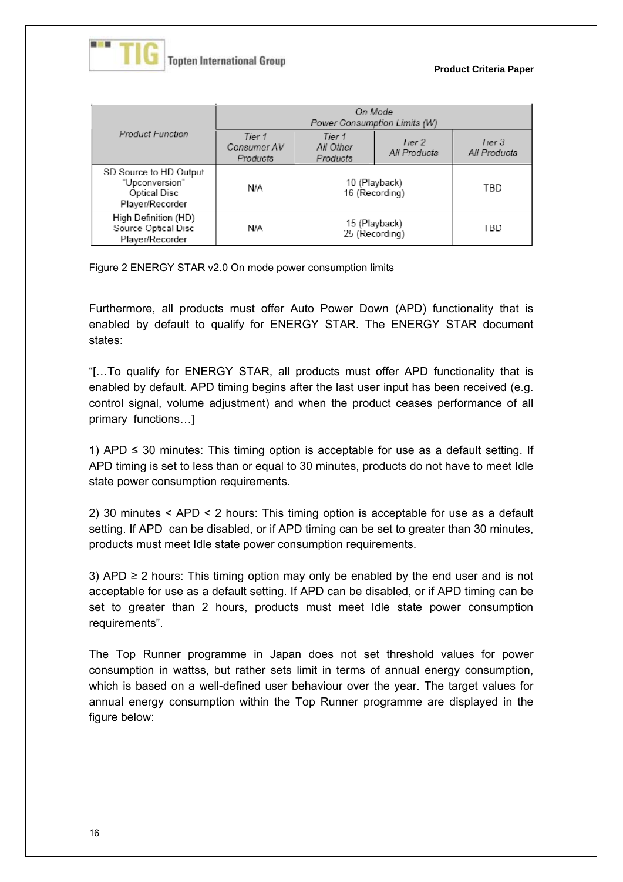| Product Function | On Mode Power Consumption Limits (W) | | | |
|---|---|---|---|---|
| | Tier 1 Consumer AV Products | Tier 1 All Other Products | Tier 2 All Products | Tier 3 All Products |
| SD Source to HD Output "Upconversion" Optical Disc Player/Recorder | N/A | 10 (Playback) 16 (Recording) | | TBD |
| High Definition (HD) Source Optical Disc Player/Recorder | N/A | 15 (Playback) 25 (Recording) | | TBD |

Figure 2 ENERGY STAR v2.0 On mode power consumption limits

Furthermore, all products must offer Auto Power Down (APD) functionality that is enabled by default to qualify for ENERGY STAR. The ENERGY STAR document states:

"[…To qualify for ENERGY STAR, all products must offer APD functionality that is enabled by default. APD timing begins after the last user input has been received (e.g. control signal, volume adjustment) and when the product ceases performance of all primary functions…]

1) APD ≤ 30 minutes: This timing option is acceptable for use as a default setting. If APD timing is set to less than or equal to 30 minutes, products do not have to meet Idle state power consumption requirements.

2) 30 minutes < APD < 2 hours: This timing option is acceptable for use as a default setting. If APD can be disabled, or if APD timing can be set to greater than 30 minutes, products must meet Idle state power consumption requirements.

3) APD ≥ 2 hours: This timing option may only be enabled by the end user and is not acceptable for use as a default setting. If APD can be disabled, or if APD timing can be set to greater than 2 hours, products must meet Idle state power consumption requirements".

The Top Runner programme in Japan does not set threshold values for power consumption in wattss, but rather sets limit in terms of annual energy consumption, which is based on a well-defined user behaviour over the year. The target values for annual energy consumption within the Top Runner programme are displayed in the figure below: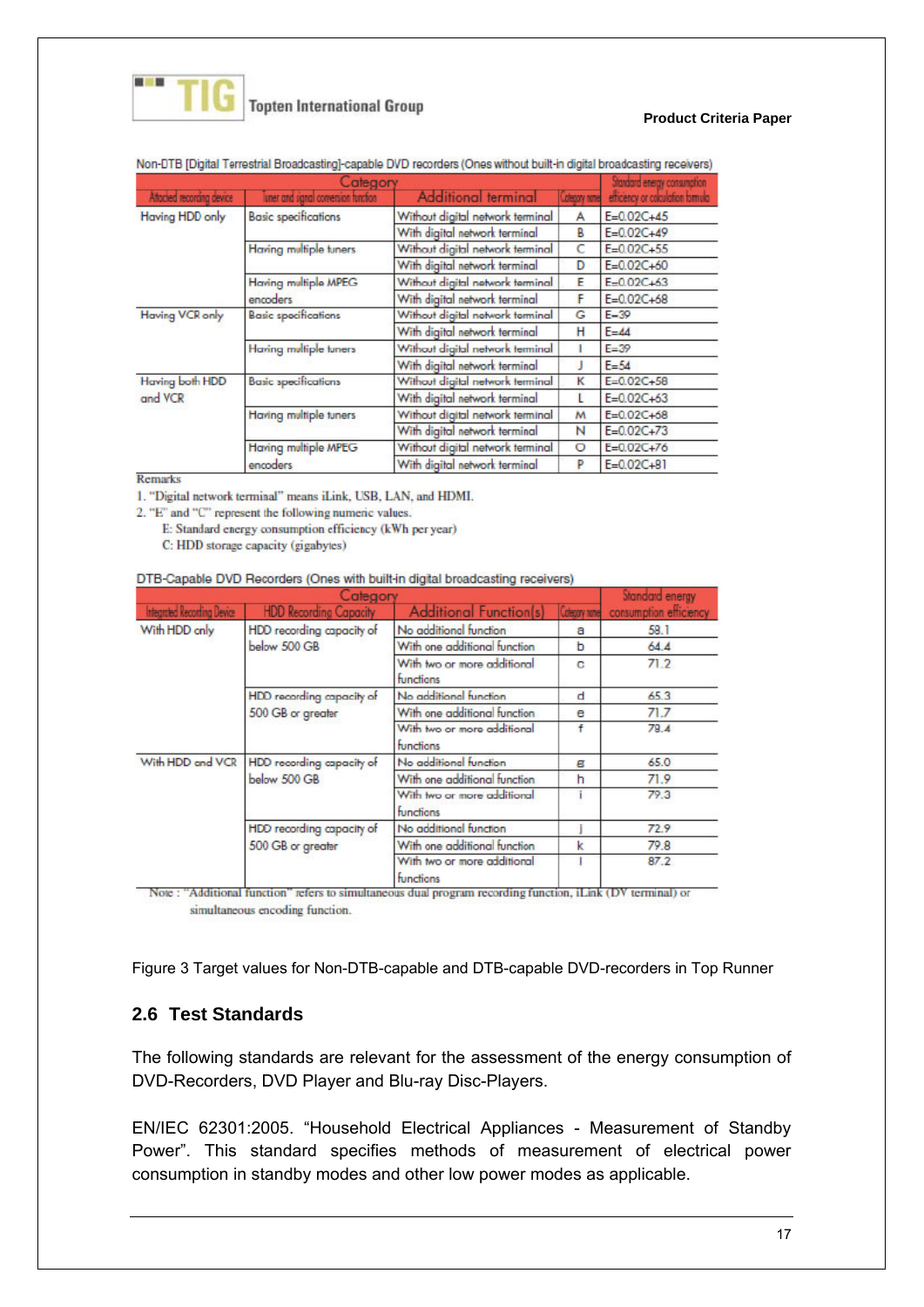Non-DTB [Digital Terrestrial Broadcasting]-capable DVD recorders (Ones without built-in digital broadcasting receivers)

| Category | | | | Standard energy consumption efficiency or calculation formula |
|---|---|---|---|---|
| Attached recording device | Tuner and signal conversion function | Additional terminal | Category name | |
| Having HDD only | Basic specifications | Without digital network terminal | A | E=0.02C+45 |
| | | With digital network terminal | B | E=0.02C+49 |
| | Having multiple tuners | Without digital network terminal | C | E=0.02C+55 |
| | | With digital network terminal | D | E=0.02C+60 |
| | Having multiple MPEG encoders | Without digital network terminal | E | E=0.02C+63 |
| | | With digital network terminal | F | E=0.02C+68 |
| Having VCR only | Basic specifications | Without digital network terminal | G | E=39 |
| | | With digital network terminal | H | E=44 |
| | Having multiple tuners | Without digital network terminal | I | E=39 |
| | | With digital network terminal | J | E=54 |
| Having both HDD and VCR | Basic specifications | Without digital network terminal | K | E=0.02C+58 |
| | | With digital network terminal | L | E=0.02C+63 |
| | Having multiple tuners | Without digital network terminal | M | E=0.02C+68 |
| | | With digital network terminal | N | E=0.02C+73 |
| | Having multiple MPEG encoders | Without digital network terminal | O | E=0.02C+76 |
| | | With digital network terminal | P | E=0.02C+81 |

Remarks

1. "Digital network terminal" means iLink, USB, LAN, and HDMI.
2. "E" and "C" represent the following numeric values.
   E: Standard energy consumption efficiency (kWh per year)
   C: HDD storage capacity (gigabytes)

DTB-Capable DVD Recorders (Ones with built-in digital broadcasting receivers)

| Category | | | | Standard energy consumption efficiency |
|---|---|---|---|---|
| Integrated Recording Device | HDD Recording Capacity | Additional Function(s) | Category name | |
| With HDD only | HDD recording capacity of below 500 GB | No additional function | a | 58.1 |
| | | With one additional function | b | 64.4 |
| | | With two or more additional functions | c | 71.2 |
| | HDD recording capacity of 500 GB or greater | No additional function | d | 65.3 |
| | | With one additional function | e | 71.7 |
| | | With two or more additional functions | f | 79.4 |
| With HDD and VCR | HDD recording capacity of below 500 GB | No additional function | g | 65.0 |
| | | With one additional function | h | 71.9 |
| | | With two or more additional functions | i | 79.3 |
| | HDD recording capacity of 500 GB or greater | No additional function | j | 72.9 |
| | | With one additional function | k | 79.8 |
| | | With two or more additional functions | l | 87.2 |

Note : "Additional function" refers to simultaneous dual program recording function, iLink (DV terminal) or simultaneous encoding function.

Figure 3 Target values for Non-DTB-capable and DTB-capable DVD-recorders in Top Runner

## 2.6 Test Standards

The following standards are relevant for the assessment of the energy consumption of DVD-Recorders, DVD Player and Blu-ray Disc-Players.

EN/IEC 62301:2005. "Household Electrical Appliances - Measurement of Standby Power". This standard specifies methods of measurement of electrical power consumption in standby modes and other low power modes as applicable.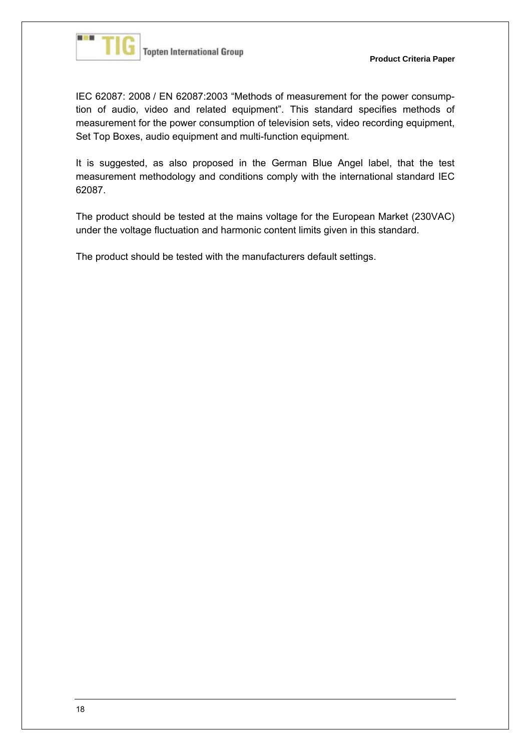IEC 62087: 2008 / EN 62087:2003 “Methods of measurement for the power consumption of audio, video and related equipment”. This standard specifies methods of measurement for the power consumption of television sets, video recording equipment, Set Top Boxes, audio equipment and multi-function equipment.

It is suggested, as also proposed in the German Blue Angel label, that the test measurement methodology and conditions comply with the international standard IEC 62087.

The product should be tested at the mains voltage for the European Market (230VAC) under the voltage fluctuation and harmonic content limits given in this standard.

The product should be tested with the manufacturers default settings.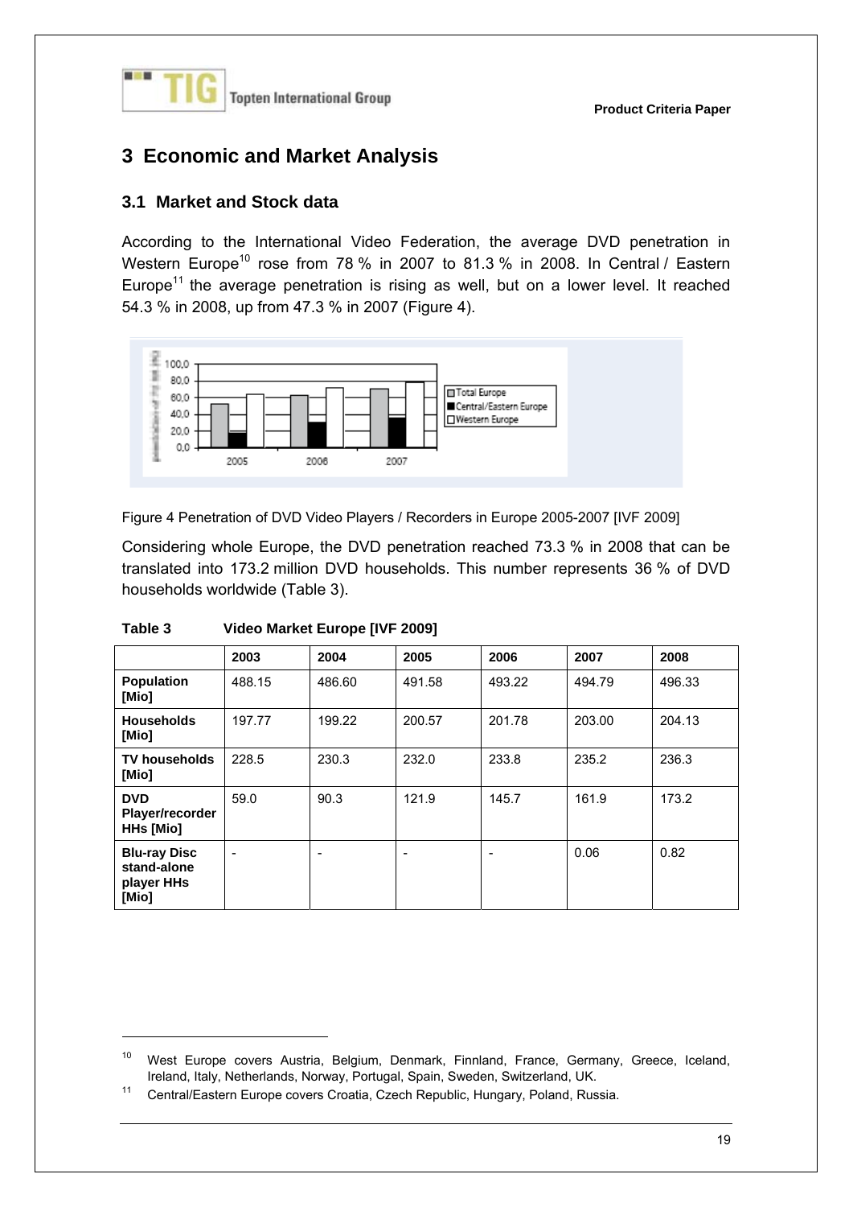## 3 Economic and Market Analysis

### 3.1 Market and Stock data

According to the International Video Federation, the average DVD penetration in Western Europe[10] rose from 78 % in 2007 to 81.3 % in 2008. In Central / Eastern Europe[11] the average penetration is rising as well, but on a lower level. It reached 54.3 % in 2008, up from 47.3 % in 2007 (Figure 4).

Figure 4 Penetration of DVD Video Players / Recorders in Europe 2005-2007 [IVF 2009]

Considering whole Europe, the DVD penetration reached 73.3 % in 2008 that can be translated into 173.2 million DVD households. This number represents 36 % of DVD households worldwide (Table 3).

**Table 3 Video Market Europe [IVF 2009]**

| | 2003 | 2004 | 2005 | 2006 | 2007 | 2008 |
|---|---|---|---|---|---|---|
| **Population [Mio]** | 488.15 | 486.60 | 491.58 | 493.22 | 494.79 | 496.33 |
| **Households [Mio]** | 197.77 | 199.22 | 200.57 | 201.78 | 203.00 | 204.13 |
| **TV households [Mio]** | 228.5 | 230.3 | 232.0 | 233.8 | 235.2 | 236.3 |
| **DVD Player/recorder HHs [Mio]** | 59.0 | 90.3 | 121.9 | 145.7 | 161.9 | 173.2 |
| **Blu-ray Disc stand-alone player HHs [Mio]** | - | - | - | - | 0.06 | 0.82 |

---

[10] West Europe covers Austria, Belgium, Denmark, Finnland, France, Germany, Greece, Iceland, Ireland, Italy, Netherlands, Norway, Portugal, Spain, Sweden, Switzerland, UK.

[11] Central/Eastern Europe covers Croatia, Czech Republic, Hungary, Poland, Russia.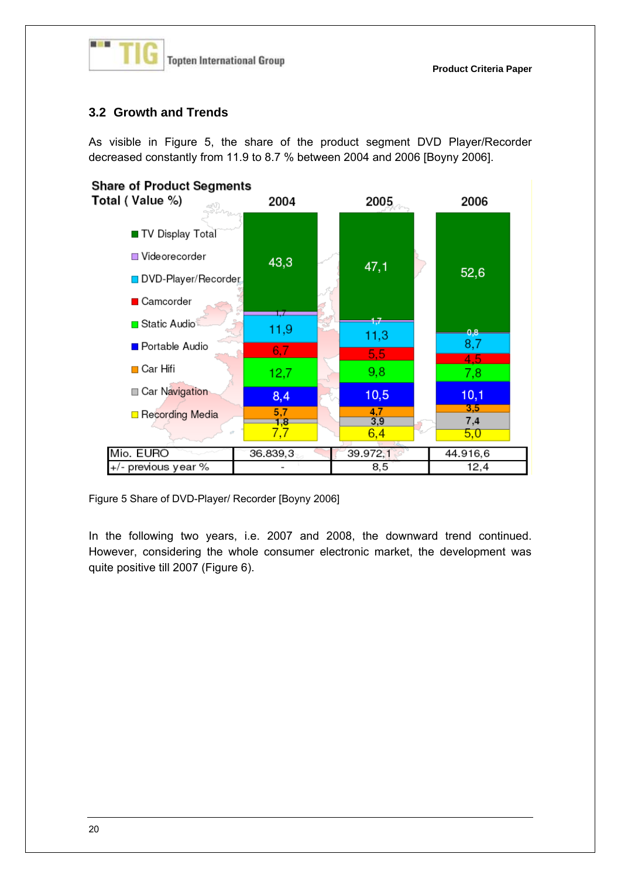## 3.2 Growth and Trends

As visible in Figure 5, the share of the product segment DVD Player/Recorder decreased constantly from 11.9 to 8.7 % between 2004 and 2006 [Boyny 2006].

**Share of Product Segments Total ( Value %)**

| Segment | 2004 | 2005 | 2006 |
|---|---|---|---|
| TV Display Total | 43,3 | 47,1 | 52,6 |
| Videorecorder | 1,7 | 1,7 | 0,8 |
| DVD-Player/Recorder | 11,9 | 11,3 | 8,7 |
| Camcorder | 6,7 | 5,5 | 4,5 |
| Static Audio | 12,7 | 9,8 | 7,8 |
| Portable Audio | 8,4 | 10,5 | 10,1 |
| Car Hifi | 5,7 | 4,7 | 3,5 |
| Car Navigation | 1,8 | 3,9 | 7,4 |
| Recording Media | 7,7 | 6,4 | 5,0 |
| Mio. EURO | 36.839,3 | 39.972,1 | 44.916,6 |
| +/- previous year % | - | 8,5 | 12,4 |

Figure 5 Share of DVD-Player/ Recorder [Boyny 2006]

In the following two years, i.e. 2007 and 2008, the downward trend continued. However, considering the whole consumer electronic market, the development was quite positive till 2007 (Figure 6).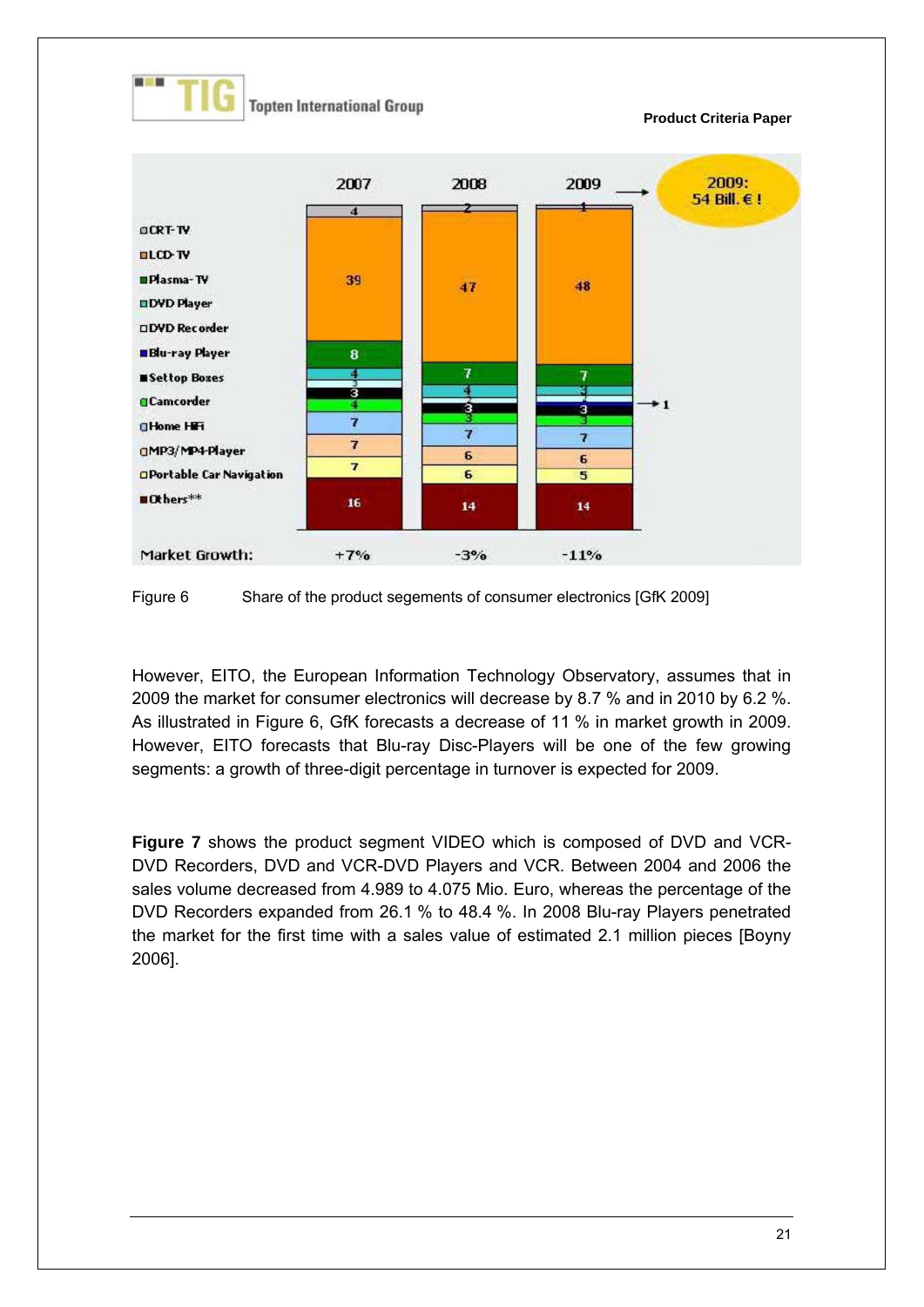Figure 6 Share of the product segements of consumer electronics [GfK 2009]

However, EITO, the European Information Technology Observatory, assumes that in 2009 the market for consumer electronics will decrease by 8.7 % and in 2010 by 6.2 %. As illustrated in Figure 6, GfK forecasts a decrease of 11 % in market growth in 2009. However, EITO forecasts that Blu-ray Disc-Players will be one of the few growing segments: a growth of three-digit percentage in turnover is expected for 2009.

**Figure 7** shows the product segment VIDEO which is composed of DVD and VCR-DVD Recorders, DVD and VCR-DVD Players and VCR. Between 2004 and 2006 the sales volume decreased from 4.989 to 4.075 Mio. Euro, whereas the percentage of the DVD Recorders expanded from 26.1 % to 48.4 %. In 2008 Blu-ray Players penetrated the market for the first time with a sales value of estimated 2.1 million pieces [Boyny 2006].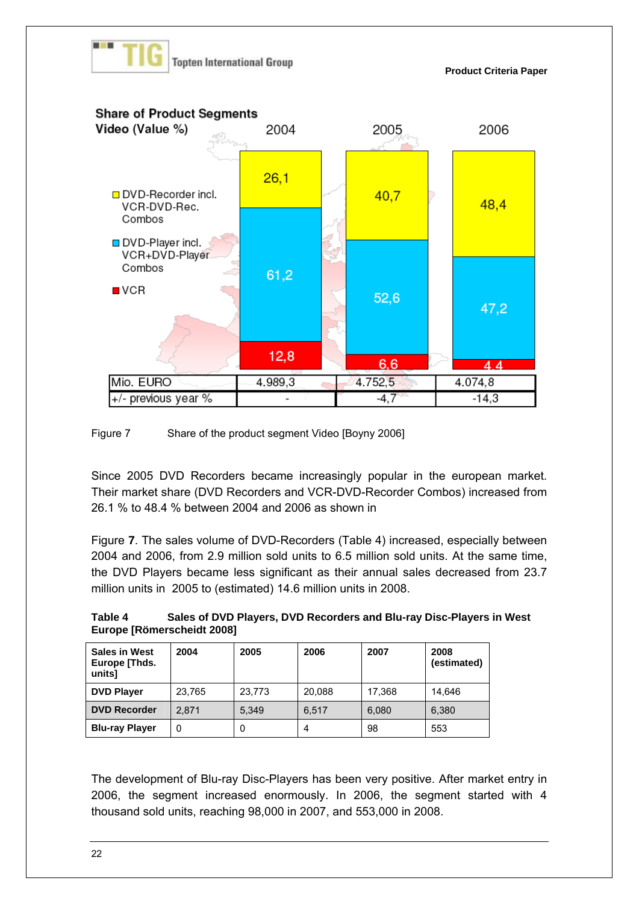**Share of Product Segments Video (Value %)**

| | 2004 | 2005 | 2006 |
|---|---|---|---|
| DVD-Recorder incl. VCR-DVD-Rec. Combos | 26,1 | 40,7 | 48,4 |
| DVD-Player incl. VCR+DVD-Player Combos | 61,2 | 52,6 | 47,2 |
| VCR | 12,8 | 6,6 | 4,4 |
| Mio. EURO | 4.989,3 | 4.752,5 | 4.074,8 |
| +/- previous year % | - | -4,7 | -14,3 |

Figure 7 Share of the product segment Video [Boyny 2006]

Since 2005 DVD Recorders became increasingly popular in the european market. Their market share (DVD Recorders and VCR-DVD-Recorder Combos) increased from 26.1 % to 48.4 % between 2004 and 2006 as shown in

Figure **7**. The sales volume of DVD-Recorders (Table 4) increased, especially between 2004 and 2006, from 2.9 million sold units to 6.5 million sold units. At the same time, the DVD Players became less significant as their annual sales decreased from 23.7 million units in 2005 to (estimated) 14.6 million units in 2008.

**Table 4 Sales of DVD Players, DVD Recorders and Blu-ray Disc-Players in West Europe [Römerscheidt 2008]**

| Sales in West Europe [Thds. units] | 2004 | 2005 | 2006 | 2007 | 2008 (estimated) |
|---|---|---|---|---|---|
| **DVD Player** | 23,765 | 23,773 | 20,088 | 17,368 | 14,646 |
| **DVD Recorder** | 2,871 | 5,349 | 6,517 | 6,080 | 6,380 |
| **Blu-ray Player** | 0 | 0 | 4 | 98 | 553 |

The development of Blu-ray Disc-Players has been very positive. After market entry in 2006, the segment increased enormously. In 2006, the segment started with 4 thousand sold units, reaching 98,000 in 2007, and 553,000 in 2008.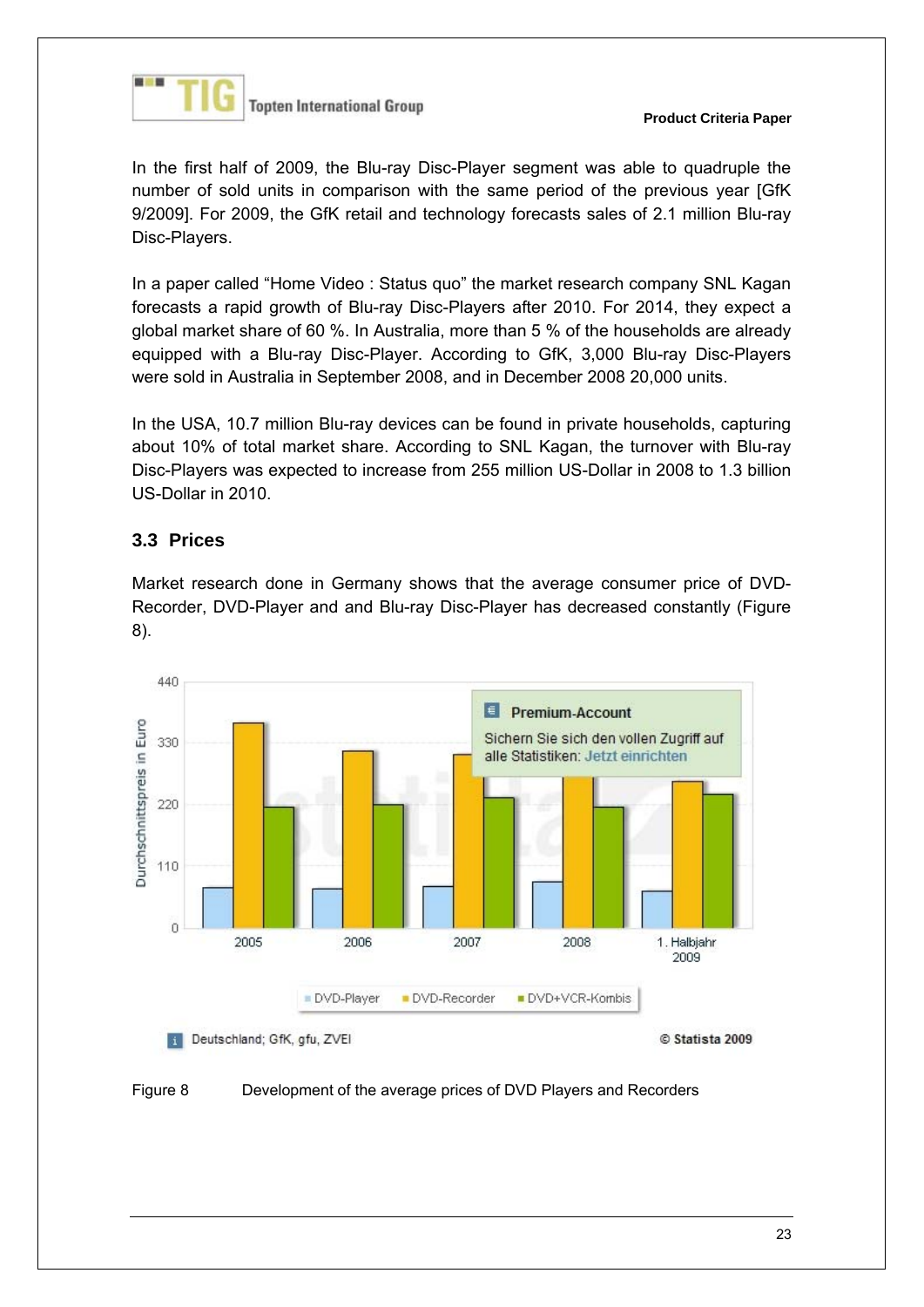In the first half of 2009, the Blu-ray Disc-Player segment was able to quadruple the number of sold units in comparison with the same period of the previous year [GfK 9/2009]. For 2009, the GfK retail and technology forecasts sales of 2.1 million Blu-ray Disc-Players.

In a paper called "Home Video : Status quo" the market research company SNL Kagan forecasts a rapid growth of Blu-ray Disc-Players after 2010. For 2014, they expect a global market share of 60 %. In Australia, more than 5 % of the households are already equipped with a Blu-ray Disc-Player. According to GfK, 3,000 Blu-ray Disc-Players were sold in Australia in September 2008, and in December 2008 20,000 units.

In the USA, 10.7 million Blu-ray devices can be found in private households, capturing about 10% of total market share. According to SNL Kagan, the turnover with Blu-ray Disc-Players was expected to increase from 255 million US-Dollar in 2008 to 1.3 billion US-Dollar in 2010.

## 3.3 Prices

Market research done in Germany shows that the average consumer price of DVD-Recorder, DVD-Player and and Blu-ray Disc-Player has decreased constantly (Figure 8).

Figure 8 Development of the average prices of DVD Players and Recorders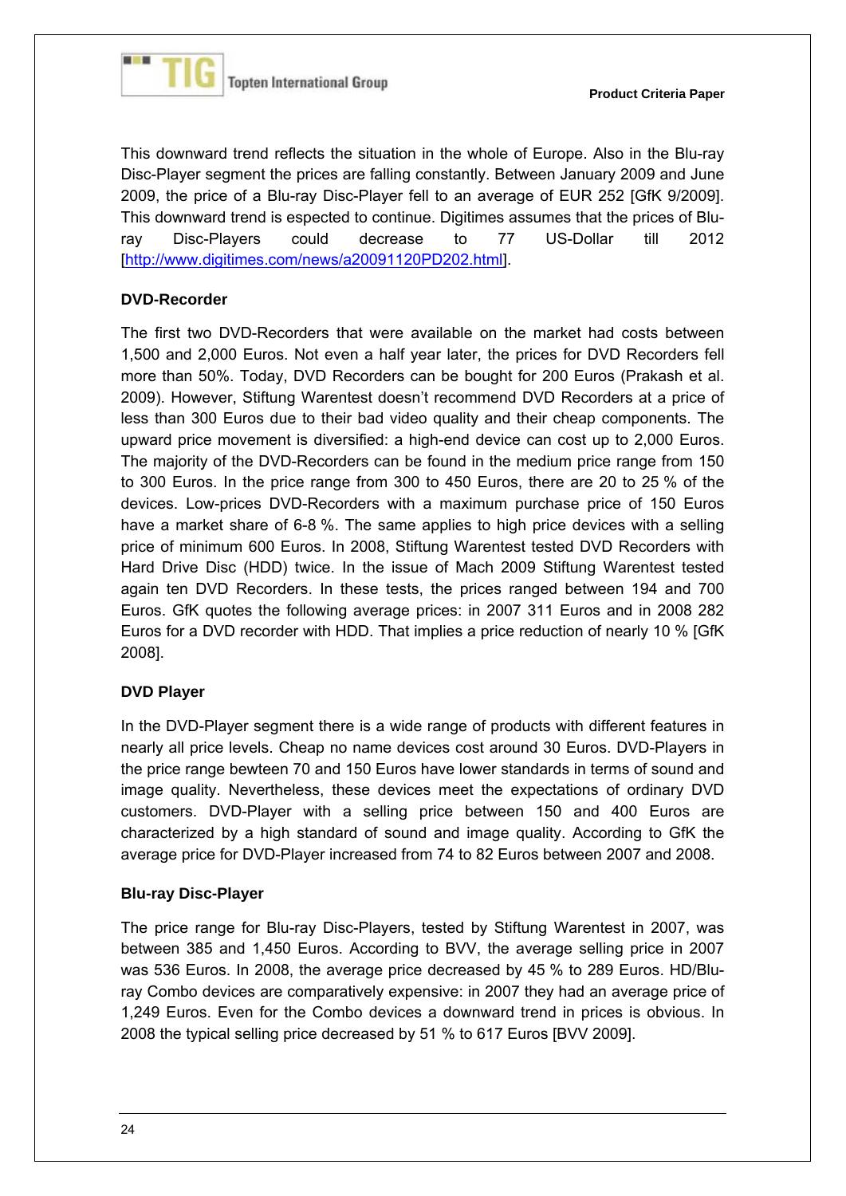This downward trend reflects the situation in the whole of Europe. Also in the Blu-ray Disc-Player segment the prices are falling constantly. Between January 2009 and June 2009, the price of a Blu-ray Disc-Player fell to an average of EUR 252 [GfK 9/2009]. This downward trend is espected to continue. Digitimes assumes that the prices of Blu-ray Disc-Players could decrease to 77 US-Dollar till 2012 [http://www.digitimes.com/news/a20091120PD202.html].

### DVD-Recorder

The first two DVD-Recorders that were available on the market had costs between 1,500 and 2,000 Euros. Not even a half year later, the prices for DVD Recorders fell more than 50%. Today, DVD Recorders can be bought for 200 Euros (Prakash et al. 2009). However, Stiftung Warentest doesn't recommend DVD Recorders at a price of less than 300 Euros due to their bad video quality and their cheap components. The upward price movement is diversified: a high-end device can cost up to 2,000 Euros. The majority of the DVD-Recorders can be found in the medium price range from 150 to 300 Euros. In the price range from 300 to 450 Euros, there are 20 to 25 % of the devices. Low-prices DVD-Recorders with a maximum purchase price of 150 Euros have a market share of 6-8 %. The same applies to high price devices with a selling price of minimum 600 Euros. In 2008, Stiftung Warentest tested DVD Recorders with Hard Drive Disc (HDD) twice. In the issue of Mach 2009 Stiftung Warentest tested again ten DVD Recorders. In these tests, the prices ranged between 194 and 700 Euros. GfK quotes the following average prices: in 2007 311 Euros and in 2008 282 Euros for a DVD recorder with HDD. That implies a price reduction of nearly 10 % [GfK 2008].

### DVD Player

In the DVD-Player segment there is a wide range of products with different features in nearly all price levels. Cheap no name devices cost around 30 Euros. DVD-Players in the price range bewteen 70 and 150 Euros have lower standards in terms of sound and image quality. Nevertheless, these devices meet the expectations of ordinary DVD customers. DVD-Player with a selling price between 150 and 400 Euros are characterized by a high standard of sound and image quality. According to GfK the average price for DVD-Player increased from 74 to 82 Euros between 2007 and 2008.

### Blu-ray Disc-Player

The price range for Blu-ray Disc-Players, tested by Stiftung Warentest in 2007, was between 385 and 1,450 Euros. According to BVV, the average selling price in 2007 was 536 Euros. In 2008, the average price decreased by 45 % to 289 Euros. HD/Blu-ray Combo devices are comparatively expensive: in 2007 they had an average price of 1,249 Euros. Even for the Combo devices a downward trend in prices is obvious. In 2008 the typical selling price decreased by 51 % to 617 Euros [BVV 2009].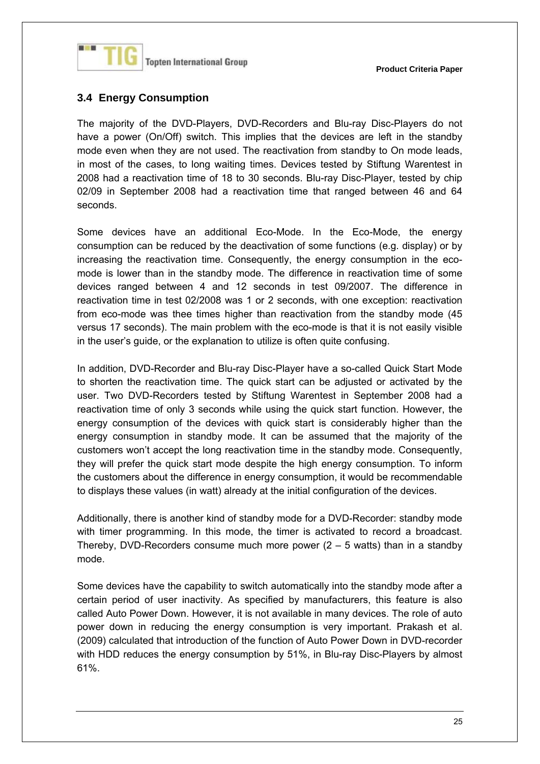### 3.4 Energy Consumption

The majority of the DVD-Players, DVD-Recorders and Blu-ray Disc-Players do not have a power (On/Off) switch. This implies that the devices are left in the standby mode even when they are not used. The reactivation from standby to On mode leads, in most of the cases, to long waiting times. Devices tested by Stiftung Warentest in 2008 had a reactivation time of 18 to 30 seconds. Blu-ray Disc-Player, tested by chip 02/09 in September 2008 had a reactivation time that ranged between 46 and 64 seconds.

Some devices have an additional Eco-Mode. In the Eco-Mode, the energy consumption can be reduced by the deactivation of some functions (e.g. display) or by increasing the reactivation time. Consequently, the energy consumption in the eco-mode is lower than in the standby mode. The difference in reactivation time of some devices ranged between 4 and 12 seconds in test 09/2007. The difference in reactivation time in test 02/2008 was 1 or 2 seconds, with one exception: reactivation from eco-mode was thee times higher than reactivation from the standby mode (45 versus 17 seconds). The main problem with the eco-mode is that it is not easily visible in the user's guide, or the explanation to utilize is often quite confusing.

In addition, DVD-Recorder and Blu-ray Disc-Player have a so-called Quick Start Mode to shorten the reactivation time. The quick start can be adjusted or activated by the user. Two DVD-Recorders tested by Stiftung Warentest in September 2008 had a reactivation time of only 3 seconds while using the quick start function. However, the energy consumption of the devices with quick start is considerably higher than the energy consumption in standby mode. It can be assumed that the majority of the customers won't accept the long reactivation time in the standby mode. Consequently, they will prefer the quick start mode despite the high energy consumption. To inform the customers about the difference in energy consumption, it would be recommendable to displays these values (in watt) already at the initial configuration of the devices.

Additionally, there is another kind of standby mode for a DVD-Recorder: standby mode with timer programming. In this mode, the timer is activated to record a broadcast. Thereby, DVD-Recorders consume much more power (2 – 5 watts) than in a standby mode.

Some devices have the capability to switch automatically into the standby mode after a certain period of user inactivity. As specified by manufacturers, this feature is also called Auto Power Down. However, it is not available in many devices. The role of auto power down in reducing the energy consumption is very important. Prakash et al. (2009) calculated that introduction of the function of Auto Power Down in DVD-recorder with HDD reduces the energy consumption by 51%, in Blu-ray Disc-Players by almost 61%.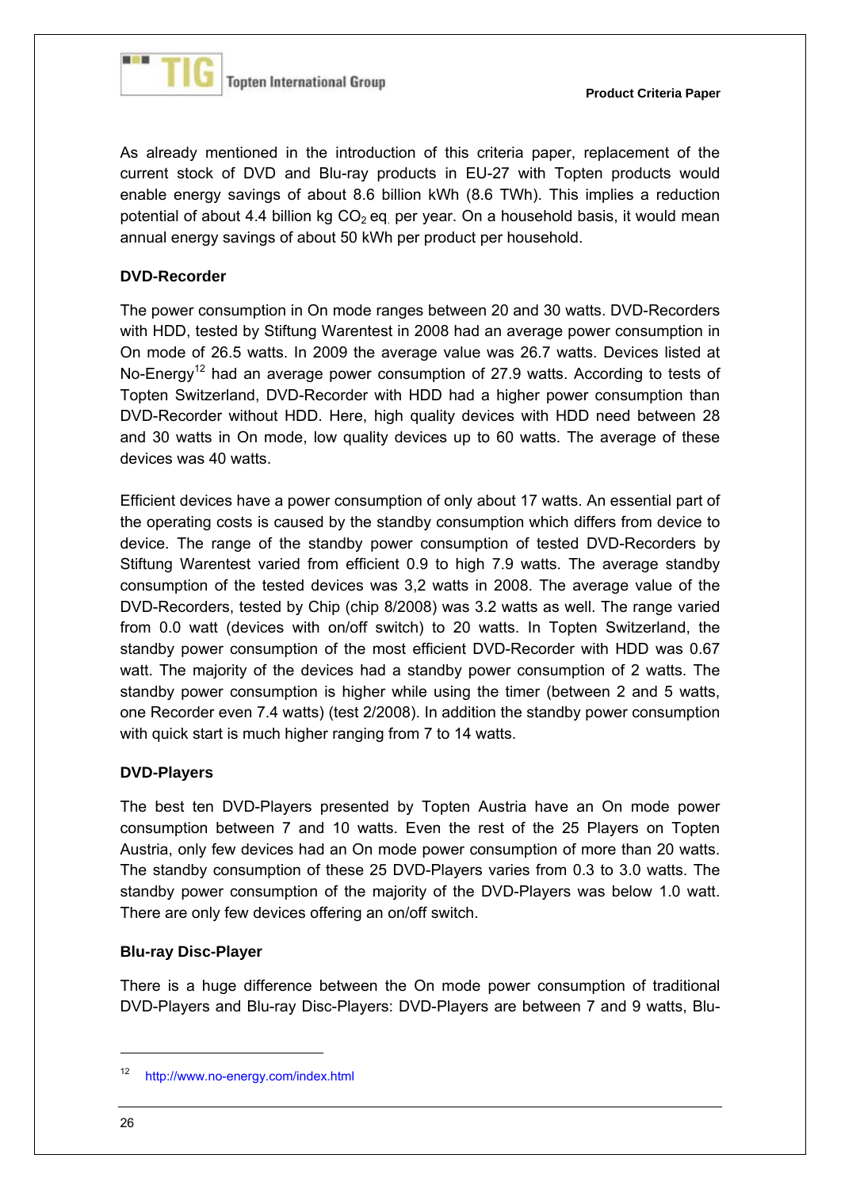As already mentioned in the introduction of this criteria paper, replacement of the current stock of DVD and Blu-ray products in EU-27 with Topten products would enable energy savings of about 8.6 billion kWh (8.6 TWh). This implies a reduction potential of about 4.4 billion kg $CO_2$ eq. per year. On a household basis, it would mean annual energy savings of about 50 kWh per product per household.

**DVD-Recorder**

The power consumption in On mode ranges between 20 and 30 watts. DVD-Recorders with HDD, tested by Stiftung Warentest in 2008 had an average power consumption in On mode of 26.5 watts. In 2009 the average value was 26.7 watts. Devices listed at No-Energy[12] had an average power consumption of 27.9 watts. According to tests of Topten Switzerland, DVD-Recorder with HDD had a higher power consumption than DVD-Recorder without HDD. Here, high quality devices with HDD need between 28 and 30 watts in On mode, low quality devices up to 60 watts. The average of these devices was 40 watts.

Efficient devices have a power consumption of only about 17 watts. An essential part of the operating costs is caused by the standby consumption which differs from device to device. The range of the standby power consumption of tested DVD-Recorders by Stiftung Warentest varied from efficient 0.9 to high 7.9 watts. The average standby consumption of the tested devices was 3,2 watts in 2008. The average value of the DVD-Recorders, tested by Chip (chip 8/2008) was 3.2 watts as well. The range varied from 0.0 watt (devices with on/off switch) to 20 watts. In Topten Switzerland, the standby power consumption of the most efficient DVD-Recorder with HDD was 0.67 watt. The majority of the devices had a standby power consumption of 2 watts. The standby power consumption is higher while using the timer (between 2 and 5 watts, one Recorder even 7.4 watts) (test 2/2008). In addition the standby power consumption with quick start is much higher ranging from 7 to 14 watts.

**DVD-Players**

The best ten DVD-Players presented by Topten Austria have an On mode power consumption between 7 and 10 watts. Even the rest of the 25 Players on Topten Austria, only few devices had an On mode power consumption of more than 20 watts. The standby consumption of these 25 DVD-Players varies from 0.3 to 3.0 watts. The standby power consumption of the majority of the DVD-Players was below 1.0 watt. There are only few devices offering an on/off switch.

**Blu-ray Disc-Player**

There is a huge difference between the On mode power consumption of traditional DVD-Players and Blu-ray Disc-Players: DVD-Players are between 7 and 9 watts, Blu-

[12] http://www.no-energy.com/index.html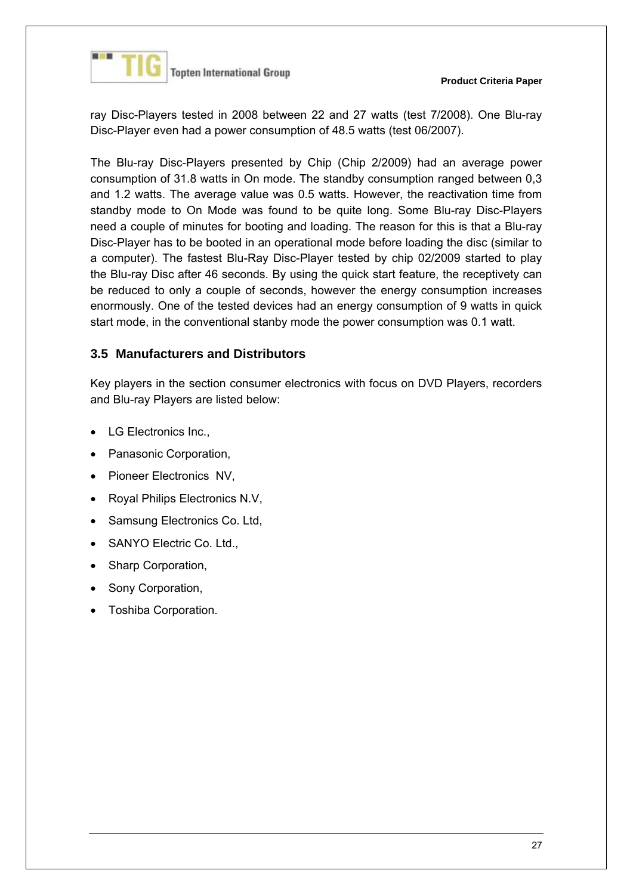ray Disc-Players tested in 2008 between 22 and 27 watts (test 7/2008). One Blu-ray Disc-Player even had a power consumption of 48.5 watts (test 06/2007).

The Blu-ray Disc-Players presented by Chip (Chip 2/2009) had an average power consumption of 31.8 watts in On mode. The standby consumption ranged between 0,3 and 1.2 watts. The average value was 0.5 watts. However, the reactivation time from standby mode to On Mode was found to be quite long. Some Blu-ray Disc-Players need a couple of minutes for booting and loading. The reason for this is that a Blu-ray Disc-Player has to be booted in an operational mode before loading the disc (similar to a computer). The fastest Blu-Ray Disc-Player tested by chip 02/2009 started to play the Blu-ray Disc after 46 seconds. By using the quick start feature, the receptivety can be reduced to only a couple of seconds, however the energy consumption increases enormously. One of the tested devices had an energy consumption of 9 watts in quick start mode, in the conventional stanby mode the power consumption was 0.1 watt.

## 3.5 Manufacturers and Distributors

Key players in the section consumer electronics with focus on DVD Players, recorders and Blu-ray Players are listed below:

- LG Electronics Inc.,
- Panasonic Corporation,
- Pioneer Electronics NV,
- Royal Philips Electronics N.V,
- Samsung Electronics Co. Ltd,
- SANYO Electric Co. Ltd.,
- Sharp Corporation,
- Sony Corporation,
- Toshiba Corporation.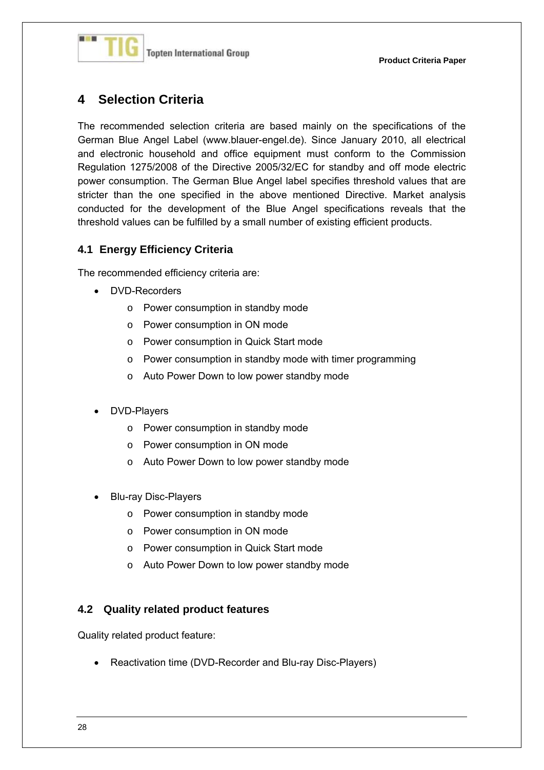# 4 Selection Criteria

The recommended selection criteria are based mainly on the specifications of the German Blue Angel Label (www.blauer-engel.de). Since January 2010, all electrical and electronic household and office equipment must conform to the Commission Regulation 1275/2008 of the Directive 2005/32/EC for standby and off mode electric power consumption. The German Blue Angel label specifies threshold values that are stricter than the one specified in the above mentioned Directive. Market analysis conducted for the development of the Blue Angel specifications reveals that the threshold values can be fulfilled by a small number of existing efficient products.

## 4.1 Energy Efficiency Criteria

The recommended efficiency criteria are:

- DVD-Recorders
  - Power consumption in standby mode
  - Power consumption in ON mode
  - Power consumption in Quick Start mode
  - Power consumption in standby mode with timer programming
  - Auto Power Down to low power standby mode

- DVD-Players
  - Power consumption in standby mode
  - Power consumption in ON mode
  - Auto Power Down to low power standby mode

- Blu-ray Disc-Players
  - Power consumption in standby mode
  - Power consumption in ON mode
  - Power consumption in Quick Start mode
  - Auto Power Down to low power standby mode

## 4.2 Quality related product features

Quality related product feature:

- Reactivation time (DVD-Recorder and Blu-ray Disc-Players)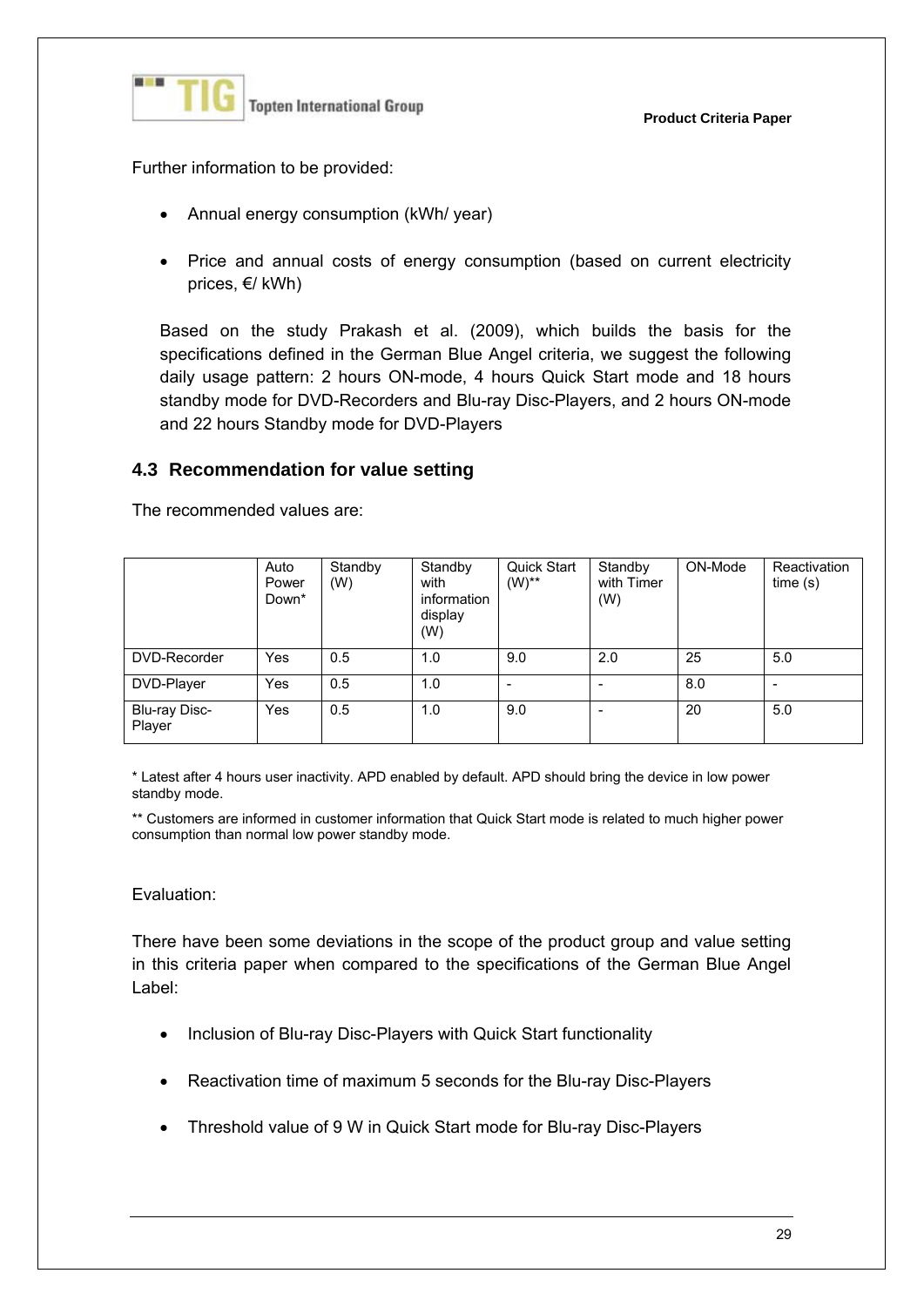Further information to be provided:

- Annual energy consumption (kWh/ year)
- Price and annual costs of energy consumption (based on current electricity prices, €/ kWh)

Based on the study Prakash et al. (2009), which builds the basis for the specifications defined in the German Blue Angel criteria, we suggest the following daily usage pattern: 2 hours ON-mode, 4 hours Quick Start mode and 18 hours standby mode for DVD-Recorders and Blu-ray Disc-Players, and 2 hours ON-mode and 22 hours Standby mode for DVD-Players

## 4.3 Recommendation for value setting

The recommended values are:

| | Auto Power Down* | Standby (W) | Standby with information display (W) | Quick Start (W)** | Standby with Timer (W) | ON-Mode | Reactivation time (s) |
|---|---|---|---|---|---|---|---|
| DVD-Recorder | Yes | 0.5 | 1.0 | 9.0 | 2.0 | 25 | 5.0 |
| DVD-Player | Yes | 0.5 | 1.0 | - | - | 8.0 | - |
| Blu-ray Disc-Player | Yes | 0.5 | 1.0 | 9.0 | - | 20 | 5.0 |

* Latest after 4 hours user inactivity. APD enabled by default. APD should bring the device in low power standby mode.

** Customers are informed in customer information that Quick Start mode is related to much higher power consumption than normal low power standby mode.

Evaluation:

There have been some deviations in the scope of the product group and value setting in this criteria paper when compared to the specifications of the German Blue Angel Label:

- Inclusion of Blu-ray Disc-Players with Quick Start functionality
- Reactivation time of maximum 5 seconds for the Blu-ray Disc-Players
- Threshold value of 9 W in Quick Start mode for Blu-ray Disc-Players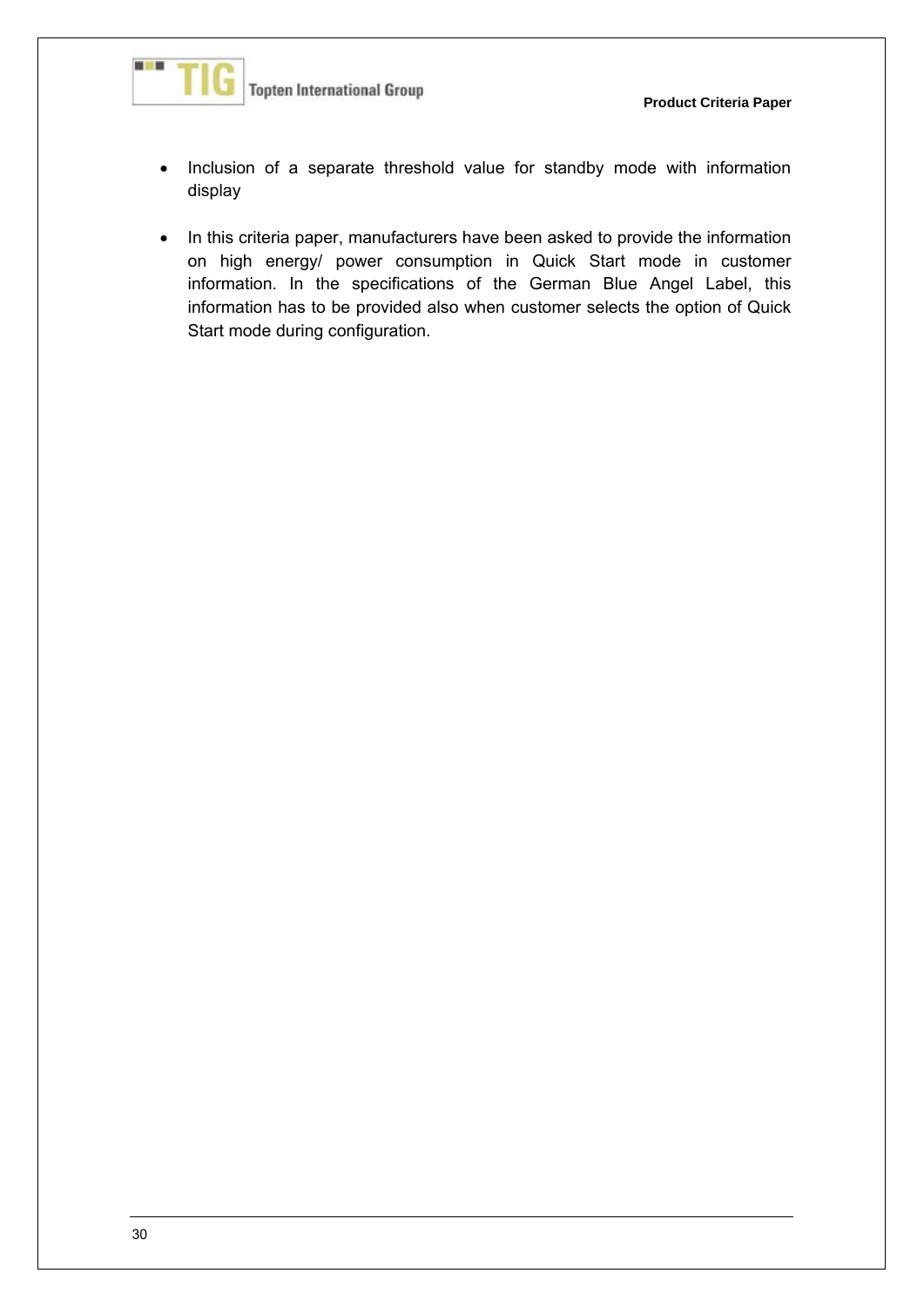- Inclusion of a separate threshold value for standby mode with information display

- In this criteria paper, manufacturers have been asked to provide the information on high energy/ power consumption in Quick Start mode in customer information. In the specifications of the German Blue Angel Label, this information has to be provided also when customer selects the option of Quick Start mode during configuration.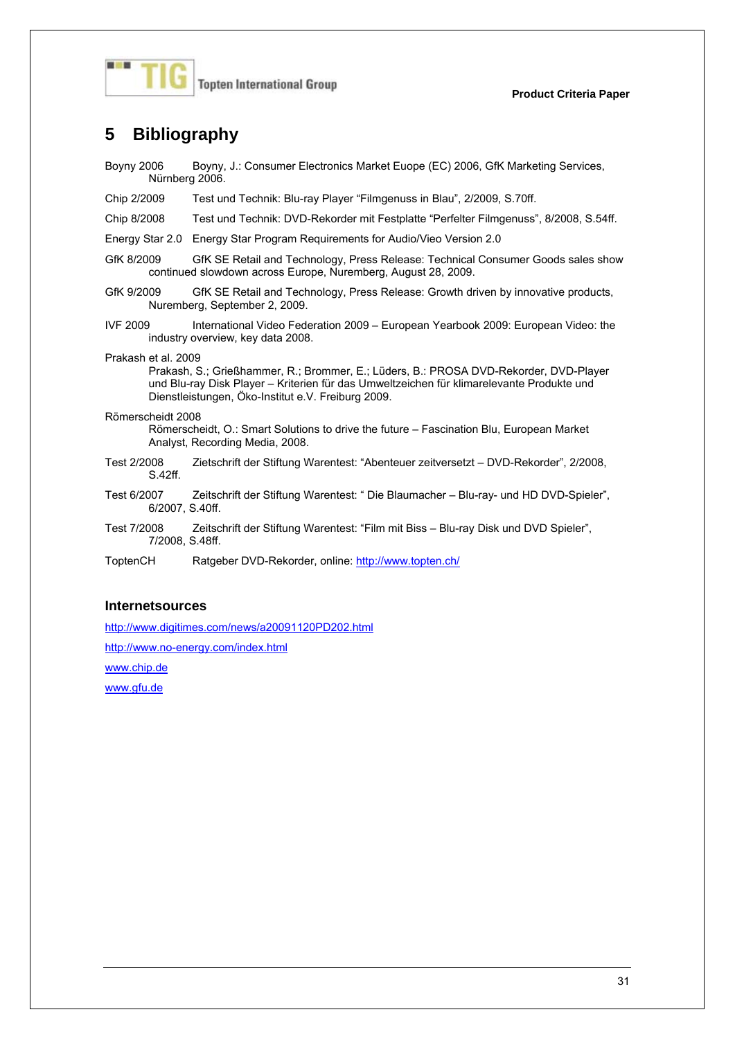# 5 Bibliography

Boyny 2006 Boyny, J.: Consumer Electronics Market Euope (EC) 2006, GfK Marketing Services, Nürnberg 2006.

Chip 2/2009 Test und Technik: Blu-ray Player "Filmgenuss in Blau", 2/2009, S.70ff.

Chip 8/2008 Test und Technik: DVD-Rekorder mit Festplatte "Perfelter Filmgenuss", 8/2008, S.54ff.

Energy Star 2.0 Energy Star Program Requirements for Audio/Vieo Version 2.0

GfK 8/2009 GfK SE Retail and Technology, Press Release: Technical Consumer Goods sales show continued slowdown across Europe, Nuremberg, August 28, 2009.

GfK 9/2009 GfK SE Retail and Technology, Press Release: Growth driven by innovative products, Nuremberg, September 2, 2009.

IVF 2009 International Video Federation 2009 – European Yearbook 2009: European Video: the industry overview, key data 2008.

Prakash et al. 2009
Prakash, S.; Grießhammer, R.; Brommer, E.; Lüders, B.: PROSA DVD-Rekorder, DVD-Player und Blu-ray Disk Player – Kriterien für das Umweltzeichen für klimarelevante Produkte und Dienstleistungen, Öko-Institut e.V. Freiburg 2009.

Römerscheidt 2008
Römerscheidt, O.: Smart Solutions to drive the future – Fascination Blu, European Market Analyst, Recording Media, 2008.

Test 2/2008 Zietschrift der Stiftung Warentest: "Abenteuer zeitversetzt – DVD-Rekorder", 2/2008, S.42ff.

Test 6/2007 Zeitschrift der Stiftung Warentest: " Die Blaumacher – Blu-ray- und HD DVD-Spieler", 6/2007, S.40ff.

Test 7/2008 Zeitschrift der Stiftung Warentest: "Film mit Biss – Blu-ray Disk und DVD Spieler", 7/2008, S.48ff.

ToptenCH Ratgeber DVD-Rekorder, online: http://www.topten.ch/

### Internetsources

http://www.digitimes.com/news/a20091120PD202.html

http://www.no-energy.com/index.html

www.chip.de

www.gfu.de